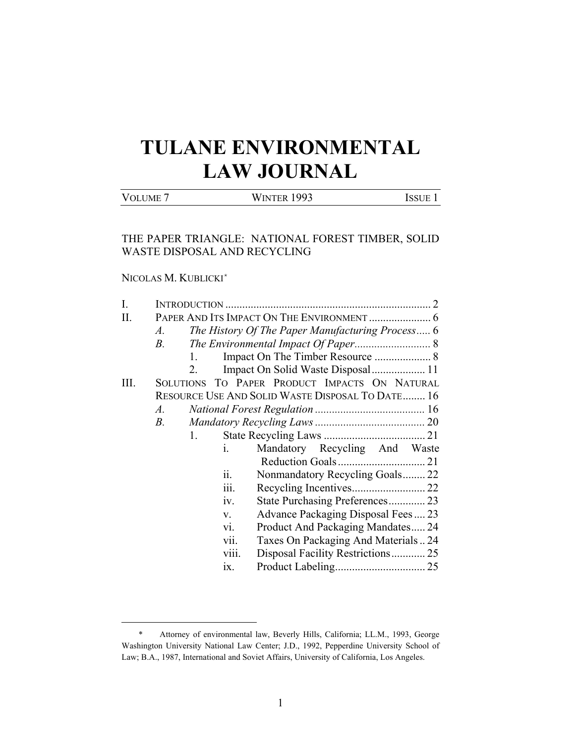# TULANE ENVIRONMENTAL LAW JOURNAL

| VOLUME 7 | WINTER 1993 | ISSUE 1 |
|---|---|---|

## THE PAPER TRIANGLE: NATIONAL FOREST TIMBER, SOLID WASTE DISPOSAL AND RECYCLING

NICOLAS M. KUBLICKI[*]

- I. INTRODUCTION ........................................................................ 2
- II. PAPER AND ITS IMPACT ON THE ENVIRONMENT ...................... 6
  - *A. The History Of The Paper Manufacturing Process* ..... 6
  - *B. The Environmental Impact Of Paper* ........................... 8
    - 1. Impact On The Timber Resource .................... 8
    - 2. Impact On Solid Waste Disposal ................... 11
- III. SOLUTIONS TO PAPER PRODUCT IMPACTS ON NATURAL RESOURCE USE AND SOLID WASTE DISPOSAL TO DATE ........ 16
  - *A. National Forest Regulation* ....................................... 16
  - *B. Mandatory Recycling Laws* ....................................... 20
    - 1. State Recycling Laws .................................... 21
      - i. Mandatory Recycling And Waste Reduction Goals ............................... 21
      - ii. Nonmandatory Recycling Goals ........ 22
      - iii. Recycling Incentives .......................... 22
      - iv. State Purchasing Preferences ............. 23
      - v. Advance Packaging Disposal Fees .... 23
      - vi. Product And Packaging Mandates ..... 24
      - vii. Taxes On Packaging And Materials .. 24
      - viii. Disposal Facility Restrictions ............ 25
      - ix. Product Labeling ................................ 25

---

[*] Attorney of environmental law, Beverly Hills, California; LL.M., 1993, George Washington University National Law Center; J.D., 1992, Pepperdine University School of Law; B.A., 1987, International and Soviet Affairs, University of California, Los Angeles.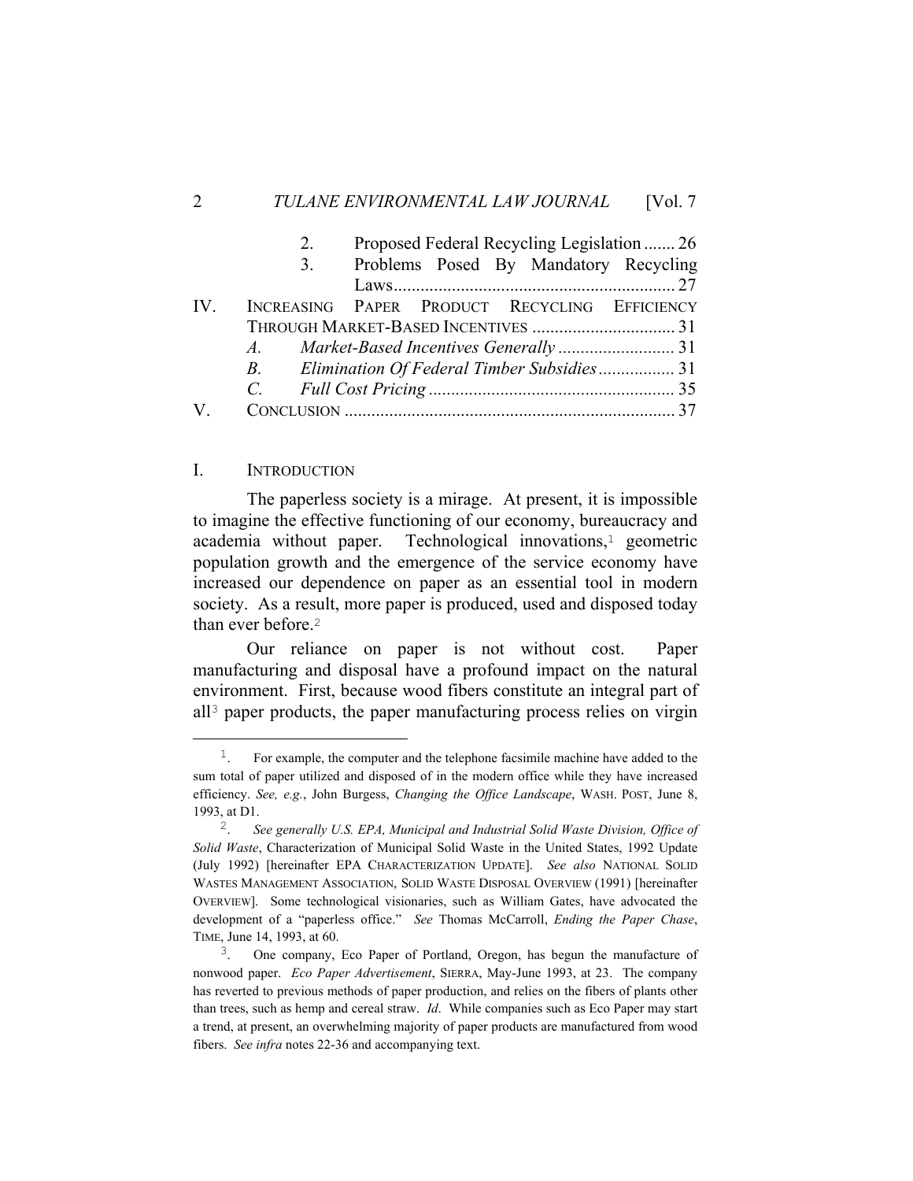2. Proposed Federal Recycling Legislation ....... 26
3. Problems Posed By Mandatory Recycling Laws ............................................................ 27

IV. INCREASING PAPER PRODUCT RECYCLING EFFICIENCY THROUGH MARKET-BASED INCENTIVES ................................ 31
*A. Market-Based Incentives Generally* .......................... 31
*B. Elimination Of Federal Timber Subsidies* ................ 31
*C. Full Cost Pricing* ...................................................... 35

V. CONCLUSION ......................................................................... 37

## I. INTRODUCTION

The paperless society is a mirage. At present, it is impossible to imagine the effective functioning of our economy, bureaucracy and academia without paper. Technological innovations,[1] geometric population growth and the emergence of the service economy have increased our dependence on paper as an essential tool in modern society. As a result, more paper is produced, used and disposed today than ever before.[2]

Our reliance on paper is not without cost. Paper manufacturing and disposal have a profound impact on the natural environment. First, because wood fibers constitute an integral part of all[3] paper products, the paper manufacturing process relies on virgin

---

1. For example, the computer and the telephone facsimile machine have added to the sum total of paper utilized and disposed of in the modern office while they have increased efficiency. *See, e.g.*, John Burgess, *Changing the Office Landscape*, WASH. POST, June 8, 1993, at D1.

2. *See generally U.S. EPA, Municipal and Industrial Solid Waste Division, Office of Solid Waste*, Characterization of Municipal Solid Waste in the United States, 1992 Update (July 1992) [hereinafter EPA CHARACTERIZATION UPDATE]. *See also* NATIONAL SOLID WASTES MANAGEMENT ASSOCIATION, SOLID WASTE DISPOSAL OVERVIEW (1991) [hereinafter OVERVIEW]. Some technological visionaries, such as William Gates, have advocated the development of a "paperless office." *See* Thomas McCarroll, *Ending the Paper Chase*, TIME, June 14, 1993, at 60.

3. One company, Eco Paper of Portland, Oregon, has begun the manufacture of nonwood paper. *Eco Paper Advertisement*, SIERRA, May-June 1993, at 23. The company has reverted to previous methods of paper production, and relies on the fibers of plants other than trees, such as hemp and cereal straw. *Id*. While companies such as Eco Paper may start a trend, at present, an overwhelming majority of paper products are manufactured from wood fibers. *See infra* notes 22-36 and accompanying text.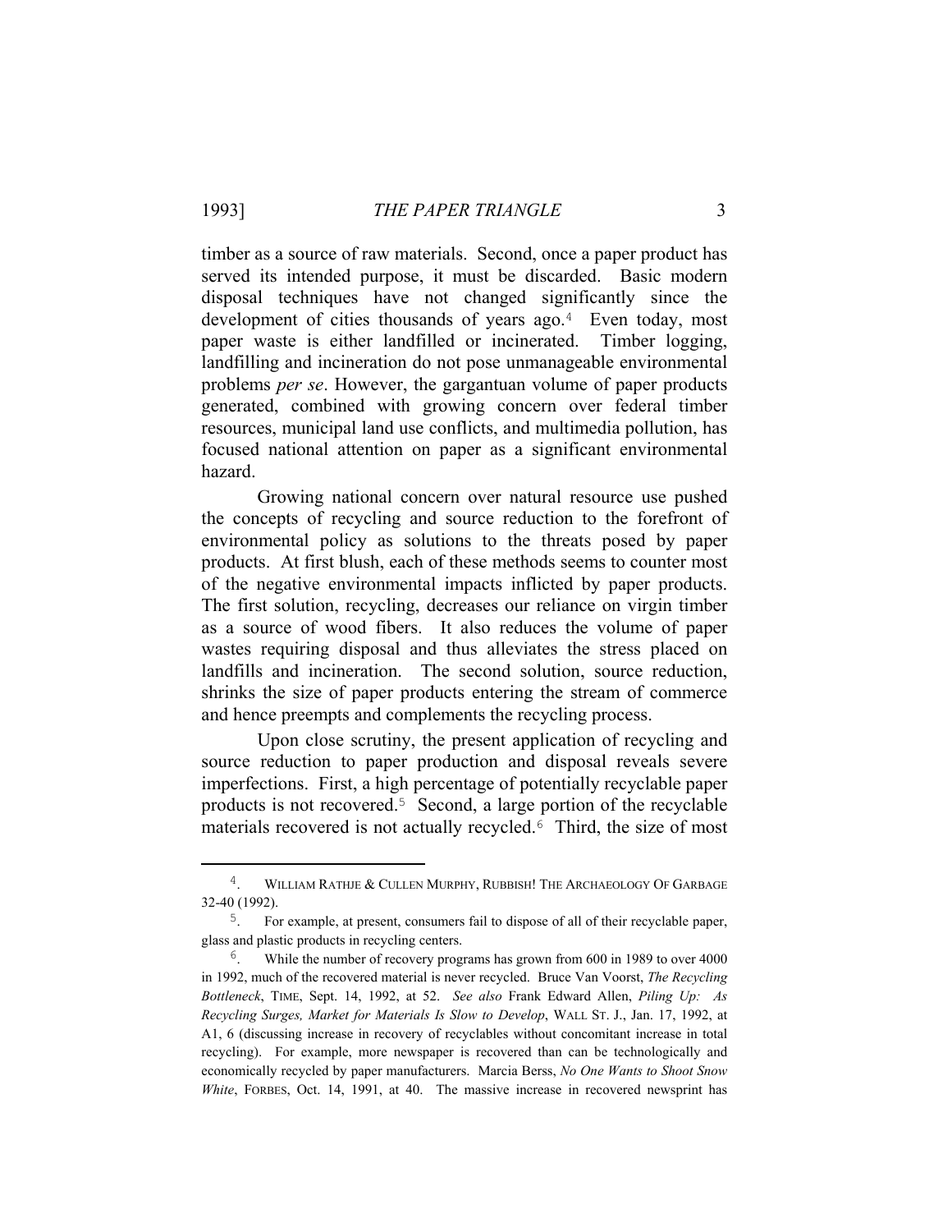timber as a source of raw materials. Second, once a paper product has served its intended purpose, it must be discarded. Basic modern disposal techniques have not changed significantly since the development of cities thousands of years ago.[4] Even today, most paper waste is either landfilled or incinerated. Timber logging, landfilling and incineration do not pose unmanageable environmental problems *per se*. However, the gargantuan volume of paper products generated, combined with growing concern over federal timber resources, municipal land use conflicts, and multimedia pollution, has focused national attention on paper as a significant environmental hazard.

Growing national concern over natural resource use pushed the concepts of recycling and source reduction to the forefront of environmental policy as solutions to the threats posed by paper products. At first blush, each of these methods seems to counter most of the negative environmental impacts inflicted by paper products. The first solution, recycling, decreases our reliance on virgin timber as a source of wood fibers. It also reduces the volume of paper wastes requiring disposal and thus alleviates the stress placed on landfills and incineration. The second solution, source reduction, shrinks the size of paper products entering the stream of commerce and hence preempts and complements the recycling process.

Upon close scrutiny, the present application of recycling and source reduction to paper production and disposal reveals severe imperfections. First, a high percentage of potentially recyclable paper products is not recovered.[5] Second, a large portion of the recyclable materials recovered is not actually recycled.[6] Third, the size of most

---

[4]. WILLIAM RATHJE & CULLEN MURPHY, RUBBISH! THE ARCHAEOLOGY OF GARBAGE 32-40 (1992).

[5]. For example, at present, consumers fail to dispose of all of their recyclable paper, glass and plastic products in recycling centers.

[6]. While the number of recovery programs has grown from 600 in 1989 to over 4000 in 1992, much of the recovered material is never recycled. Bruce Van Voorst, *The Recycling Bottleneck*, TIME, Sept. 14, 1992, at 52. *See also* Frank Edward Allen, *Piling Up: As Recycling Surges, Market for Materials Is Slow to Develop*, WALL ST. J., Jan. 17, 1992, at A1, 6 (discussing increase in recovery of recyclables without concomitant increase in total recycling). For example, more newspaper is recovered than can be technologically and economically recycled by paper manufacturers. Marcia Berss, *No One Wants to Shoot Snow White*, FORBES, Oct. 14, 1991, at 40. The massive increase in recovered newsprint has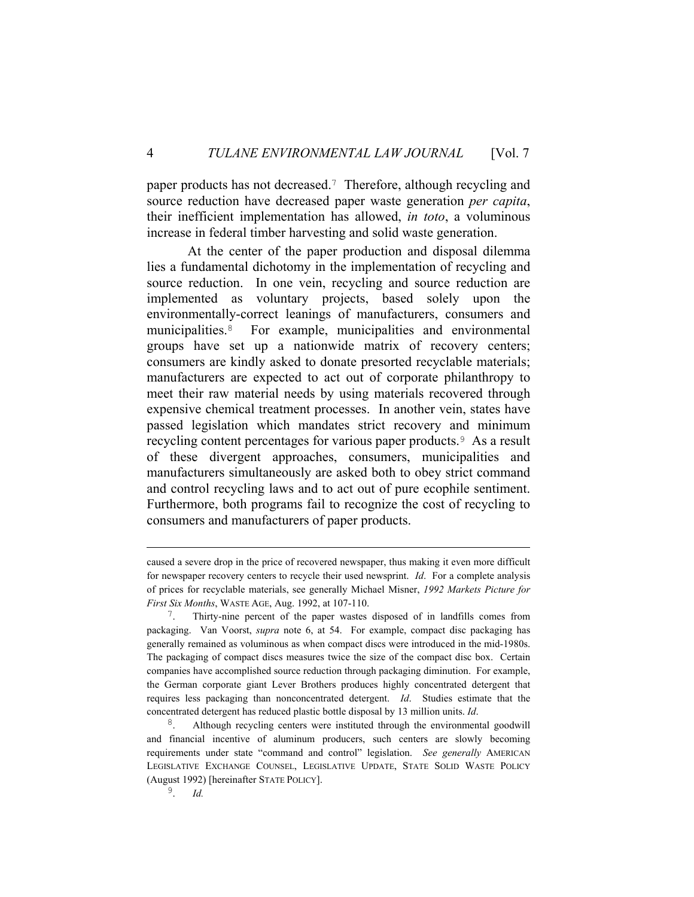paper products has not decreased.[7] Therefore, although recycling and source reduction have decreased paper waste generation *per capita*, their inefficient implementation has allowed, *in toto*, a voluminous increase in federal timber harvesting and solid waste generation.

At the center of the paper production and disposal dilemma lies a fundamental dichotomy in the implementation of recycling and source reduction. In one vein, recycling and source reduction are implemented as voluntary projects, based solely upon the environmentally-correct leanings of manufacturers, consumers and municipalities.[8] For example, municipalities and environmental groups have set up a nationwide matrix of recovery centers; consumers are kindly asked to donate presorted recyclable materials; manufacturers are expected to act out of corporate philanthropy to meet their raw material needs by using materials recovered through expensive chemical treatment processes. In another vein, states have passed legislation which mandates strict recovery and minimum recycling content percentages for various paper products.[9] As a result of these divergent approaches, consumers, municipalities and manufacturers simultaneously are asked both to obey strict command and control recycling laws and to act out of pure ecophile sentiment. Furthermore, both programs fail to recognize the cost of recycling to consumers and manufacturers of paper products.

---

caused a severe drop in the price of recovered newspaper, thus making it even more difficult for newspaper recovery centers to recycle their used newsprint. *Id*. For a complete analysis of prices for recyclable materials, see generally Michael Misner, *1992 Markets Picture for First Six Months*, WASTE AGE, Aug. 1992, at 107-110.

7. Thirty-nine percent of the paper wastes disposed of in landfills comes from packaging. Van Voorst, *supra* note 6, at 54. For example, compact disc packaging has generally remained as voluminous as when compact discs were introduced in the mid-1980s. The packaging of compact discs measures twice the size of the compact disc box. Certain companies have accomplished source reduction through packaging diminution. For example, the German corporate giant Lever Brothers produces highly concentrated detergent that requires less packaging than nonconcentrated detergent. *Id*. Studies estimate that the concentrated detergent has reduced plastic bottle disposal by 13 million units. *Id*.

8. Although recycling centers were instituted through the environmental goodwill and financial incentive of aluminum producers, such centers are slowly becoming requirements under state "command and control" legislation. *See generally* AMERICAN LEGISLATIVE EXCHANGE COUNSEL, LEGISLATIVE UPDATE, STATE SOLID WASTE POLICY (August 1992) [hereinafter STATE POLICY].

9. *Id.*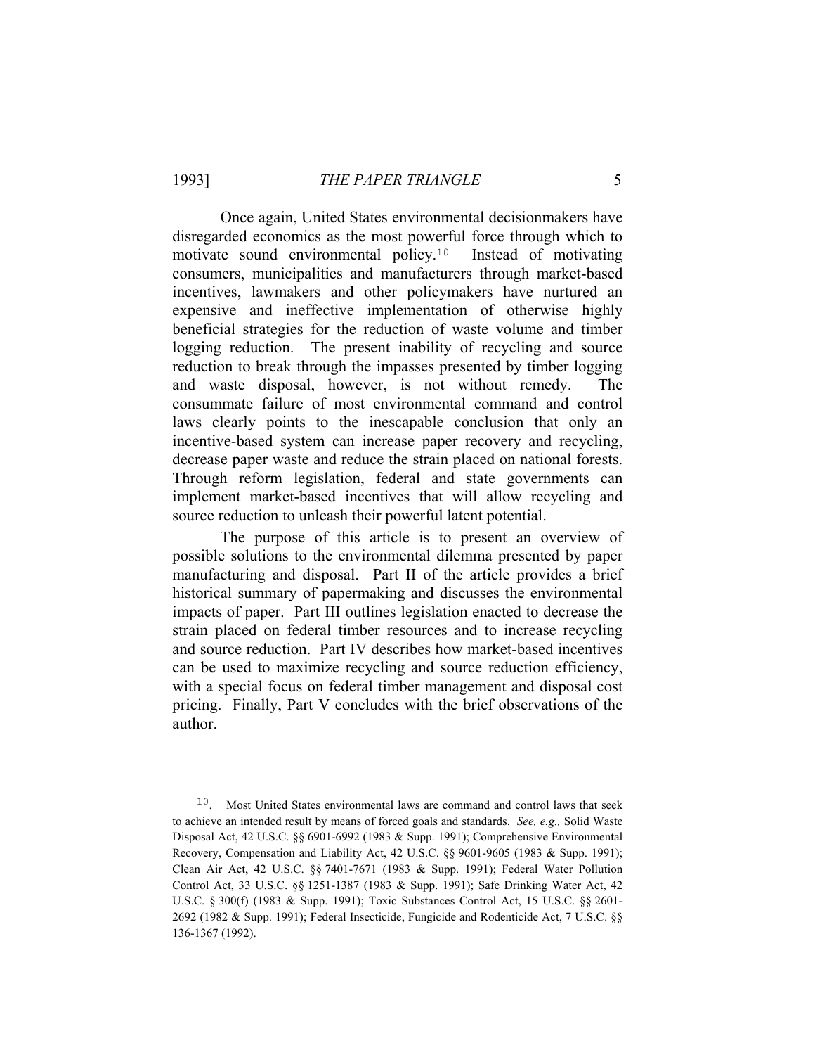Once again, United States environmental decisionmakers have disregarded economics as the most powerful force through which to motivate sound environmental policy.[10] Instead of motivating consumers, municipalities and manufacturers through market-based incentives, lawmakers and other policymakers have nurtured an expensive and ineffective implementation of otherwise highly beneficial strategies for the reduction of waste volume and timber logging reduction. The present inability of recycling and source reduction to break through the impasses presented by timber logging and waste disposal, however, is not without remedy. The consummate failure of most environmental command and control laws clearly points to the inescapable conclusion that only an incentive-based system can increase paper recovery and recycling, decrease paper waste and reduce the strain placed on national forests. Through reform legislation, federal and state governments can implement market-based incentives that will allow recycling and source reduction to unleash their powerful latent potential.

The purpose of this article is to present an overview of possible solutions to the environmental dilemma presented by paper manufacturing and disposal. Part II of the article provides a brief historical summary of papermaking and discusses the environmental impacts of paper. Part III outlines legislation enacted to decrease the strain placed on federal timber resources and to increase recycling and source reduction. Part IV describes how market-based incentives can be used to maximize recycling and source reduction efficiency, with a special focus on federal timber management and disposal cost pricing. Finally, Part V concludes with the brief observations of the author.

---

[10]. Most United States environmental laws are command and control laws that seek to achieve an intended result by means of forced goals and standards. *See, e.g.,* Solid Waste Disposal Act, 42 U.S.C. §§ 6901-6992 (1983 & Supp. 1991); Comprehensive Environmental Recovery, Compensation and Liability Act, 42 U.S.C. §§ 9601-9605 (1983 & Supp. 1991); Clean Air Act, 42 U.S.C. §§ 7401-7671 (1983 & Supp. 1991); Federal Water Pollution Control Act, 33 U.S.C. §§ 1251-1387 (1983 & Supp. 1991); Safe Drinking Water Act, 42 U.S.C. § 300(f) (1983 & Supp. 1991); Toxic Substances Control Act, 15 U.S.C. §§ 2601-2692 (1982 & Supp. 1991); Federal Insecticide, Fungicide and Rodenticide Act, 7 U.S.C. §§ 136-1367 (1992).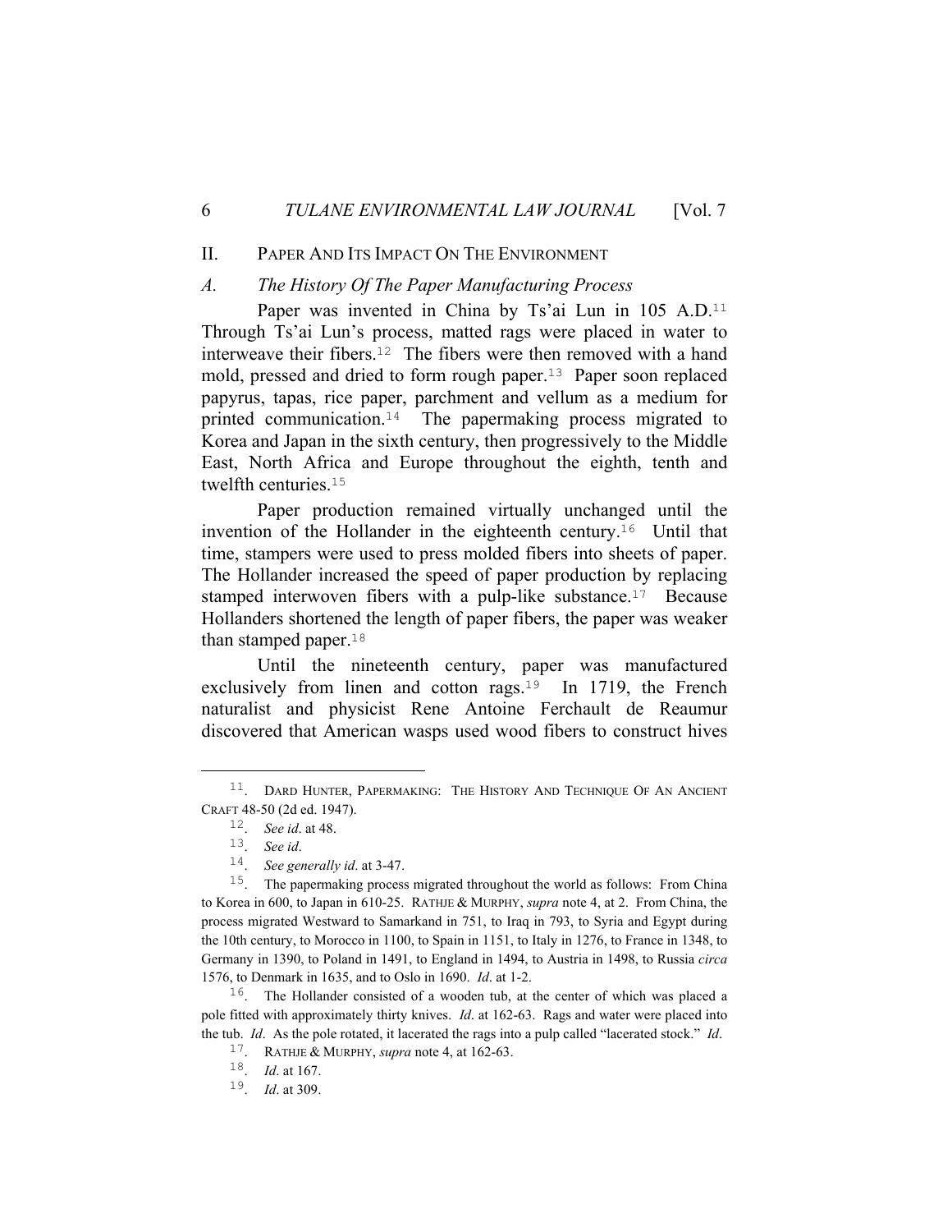## II. Paper And Its Impact On The Environment

### *A. The History Of The Paper Manufacturing Process*

Paper was invented in China by Ts'ai Lun in 105 A.D.[11] Through Ts'ai Lun's process, matted rags were placed in water to interweave their fibers.[12] The fibers were then removed with a hand mold, pressed and dried to form rough paper.[13] Paper soon replaced papyrus, tapas, rice paper, parchment and vellum as a medium for printed communication.[14] The papermaking process migrated to Korea and Japan in the sixth century, then progressively to the Middle East, North Africa and Europe throughout the eighth, tenth and twelfth centuries.[15]

Paper production remained virtually unchanged until the invention of the Hollander in the eighteenth century.[16] Until that time, stampers were used to press molded fibers into sheets of paper. The Hollander increased the speed of paper production by replacing stamped interwoven fibers with a pulp-like substance.[17] Because Hollanders shortened the length of paper fibers, the paper was weaker than stamped paper.[18]

Until the nineteenth century, paper was manufactured exclusively from linen and cotton rags.[19] In 1719, the French naturalist and physicist Rene Antoine Ferchault de Reaumur discovered that American wasps used wood fibers to construct hives

---

11. DARD HUNTER, PAPERMAKING: THE HISTORY AND TECHNIQUE OF AN ANCIENT CRAFT 48-50 (2d ed. 1947).

12. *See id*. at 48.

13. *See id*.

14. *See generally id*. at 3-47.

15. The papermaking process migrated throughout the world as follows: From China to Korea in 600, to Japan in 610-25. RATHJE & MURPHY, *supra* note 4, at 2. From China, the process migrated Westward to Samarkand in 751, to Iraq in 793, to Syria and Egypt during the 10th century, to Morocco in 1100, to Spain in 1151, to Italy in 1276, to France in 1348, to Germany in 1390, to Poland in 1491, to England in 1494, to Austria in 1498, to Russia *circa* 1576, to Denmark in 1635, and to Oslo in 1690. *Id*. at 1-2.

16. The Hollander consisted of a wooden tub, at the center of which was placed a pole fitted with approximately thirty knives. *Id*. at 162-63. Rags and water were placed into the tub. *Id*. As the pole rotated, it lacerated the rags into a pulp called "lacerated stock." *Id*.

17. RATHJE & MURPHY, *supra* note 4, at 162-63.

18. *Id*. at 167.

19. *Id*. at 309.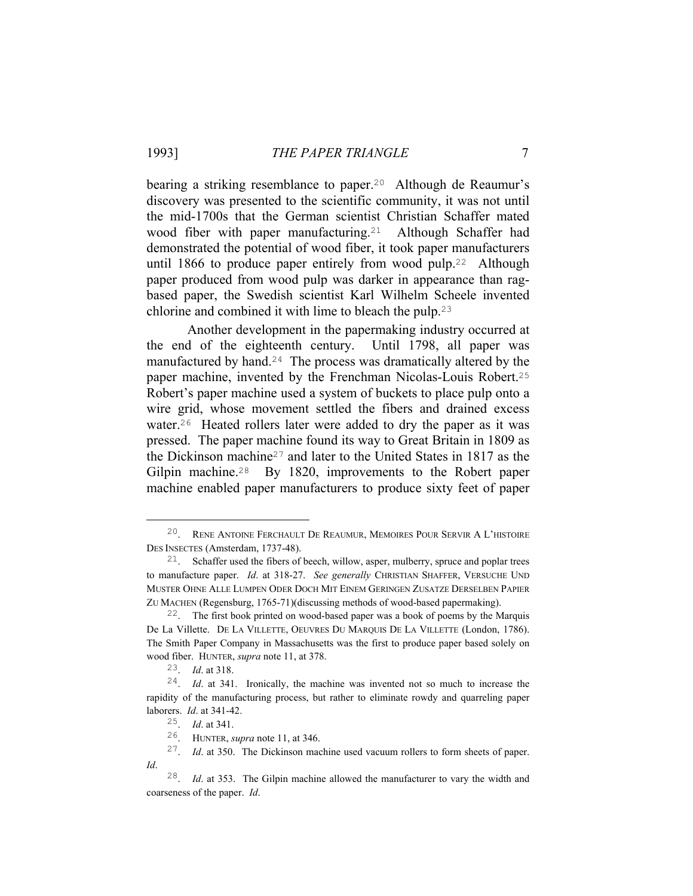bearing a striking resemblance to paper.[20] Although de Reaumur's discovery was presented to the scientific community, it was not until the mid-1700s that the German scientist Christian Schaffer mated wood fiber with paper manufacturing.[21] Although Schaffer had demonstrated the potential of wood fiber, it took paper manufacturers until 1866 to produce paper entirely from wood pulp.[22] Although paper produced from wood pulp was darker in appearance than rag-based paper, the Swedish scientist Karl Wilhelm Scheele invented chlorine and combined it with lime to bleach the pulp.[23]

Another development in the papermaking industry occurred at the end of the eighteenth century. Until 1798, all paper was manufactured by hand.[24] The process was dramatically altered by the paper machine, invented by the Frenchman Nicolas-Louis Robert.[25] Robert's paper machine used a system of buckets to place pulp onto a wire grid, whose movement settled the fibers and drained excess water.[26] Heated rollers later were added to dry the paper as it was pressed. The paper machine found its way to Great Britain in 1809 as the Dickinson machine[27] and later to the United States in 1817 as the Gilpin machine.[28] By 1820, improvements to the Robert paper machine enabled paper manufacturers to produce sixty feet of paper

---

20. RENE ANTOINE FERCHAULT DE REAUMUR, MEMOIRES POUR SERVIR A L'HISTOIRE DES INSECTES (Amsterdam, 1737-48).

21. Schaffer used the fibers of beech, willow, asper, mulberry, spruce and poplar trees to manufacture paper. *Id*. at 318-27. *See generally* CHRISTIAN SHAFFER, VERSUCHE UND MUSTER OHNE ALLE LUMPEN ODER DOCH MIT EINEM GERINGEN ZUSATZE DERSELBEN PAPIER ZU MACHEN (Regensburg, 1765-71)(discussing methods of wood-based papermaking).

22. The first book printed on wood-based paper was a book of poems by the Marquis De La Villette. DE LA VILLETTE, OEUVRES DU MARQUIS DE LA VILLETTE (London, 1786). The Smith Paper Company in Massachusetts was the first to produce paper based solely on wood fiber. HUNTER, *supra* note 11, at 378.

23. *Id*. at 318.

24. *Id*. at 341. Ironically, the machine was invented not so much to increase the rapidity of the manufacturing process, but rather to eliminate rowdy and quarreling paper laborers. *Id*. at 341-42.

25. *Id*. at 341.

26. HUNTER, *supra* note 11, at 346.

27. *Id*. at 350. The Dickinson machine used vacuum rollers to form sheets of paper. *Id*.

28. *Id*. at 353. The Gilpin machine allowed the manufacturer to vary the width and coarseness of the paper. *Id*.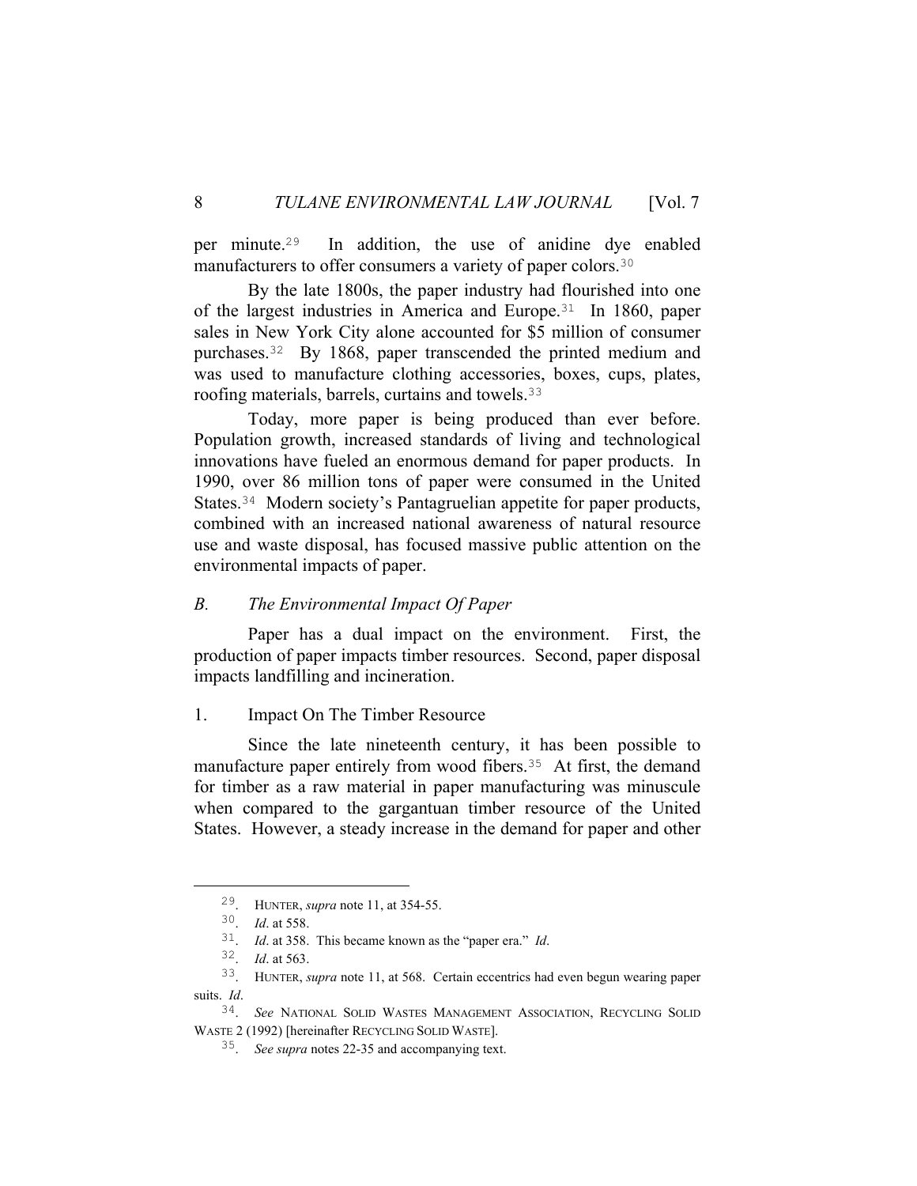per minute.[29] In addition, the use of anidine dye enabled manufacturers to offer consumers a variety of paper colors.[30]

By the late 1800s, the paper industry had flourished into one of the largest industries in America and Europe.[31] In 1860, paper sales in New York City alone accounted for $5 million of consumer purchases.[32] By 1868, paper transcended the printed medium and was used to manufacture clothing accessories, boxes, cups, plates, roofing materials, barrels, curtains and towels.[33]

Today, more paper is being produced than ever before. Population growth, increased standards of living and technological innovations have fueled an enormous demand for paper products. In 1990, over 86 million tons of paper were consumed in the United States.[34] Modern society's Pantagruelian appetite for paper products, combined with an increased national awareness of natural resource use and waste disposal, has focused massive public attention on the environmental impacts of paper.

### *B. The Environmental Impact Of Paper*

Paper has a dual impact on the environment. First, the production of paper impacts timber resources. Second, paper disposal impacts landfilling and incineration.

#### 1. Impact On The Timber Resource

Since the late nineteenth century, it has been possible to manufacture paper entirely from wood fibers.[35] At first, the demand for timber as a raw material in paper manufacturing was minuscule when compared to the gargantuan timber resource of the United States. However, a steady increase in the demand for paper and other

---

29. HUNTER, *supra* note 11, at 354-55.

30. *Id*. at 558.

31. *Id*. at 358. This became known as the "paper era." *Id*.

32. *Id*. at 563.

33. HUNTER, *supra* note 11, at 568. Certain eccentrics had even begun wearing paper suits. *Id*.

34. *See* NATIONAL SOLID WASTES MANAGEMENT ASSOCIATION, RECYCLING SOLID WASTE 2 (1992) [hereinafter RECYCLING SOLID WASTE].

35. *See supra* notes 22-35 and accompanying text.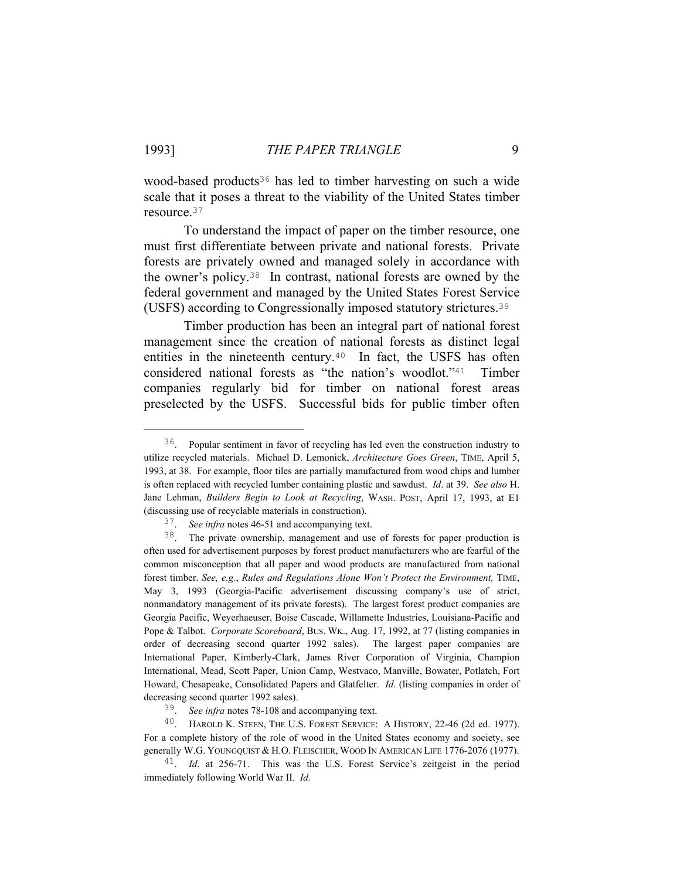wood-based products[36] has led to timber harvesting on such a wide scale that it poses a threat to the viability of the United States timber resource.[37]

To understand the impact of paper on the timber resource, one must first differentiate between private and national forests. Private forests are privately owned and managed solely in accordance with the owner's policy.[38] In contrast, national forests are owned by the federal government and managed by the United States Forest Service (USFS) according to Congressionally imposed statutory strictures.[39]

Timber production has been an integral part of national forest management since the creation of national forests as distinct legal entities in the nineteenth century.[40] In fact, the USFS has often considered national forests as "the nation's woodlot."[41] Timber companies regularly bid for timber on national forest areas preselected by the USFS. Successful bids for public timber often

---

[36]. Popular sentiment in favor of recycling has led even the construction industry to utilize recycled materials. Michael D. Lemonick, *Architecture Goes Green*, TIME, April 5, 1993, at 38. For example, floor tiles are partially manufactured from wood chips and lumber is often replaced with recycled lumber containing plastic and sawdust. *Id*. at 39. *See also* H. Jane Lehman, *Builders Begin to Look at Recycling*, WASH. POST, April 17, 1993, at E1 (discussing use of recyclable materials in construction).

[37]. *See infra* notes 46-51 and accompanying text.

[38]. The private ownership, management and use of forests for paper production is often used for advertisement purposes by forest product manufacturers who are fearful of the common misconception that all paper and wood products are manufactured from national forest timber. *See, e.g.*, *Rules and Regulations Alone Won't Protect the Environment,* TIME, May 3, 1993 (Georgia-Pacific advertisement discussing company's use of strict, nonmandatory management of its private forests). The largest forest product companies are Georgia Pacific, Weyerhaeuser, Boise Cascade, Willamette Industries, Louisiana-Pacific and Pope & Talbot. *Corporate Scoreboard*, BUS. WK., Aug. 17, 1992, at 77 (listing companies in order of decreasing second quarter 1992 sales). The largest paper companies are International Paper, Kimberly-Clark, James River Corporation of Virginia, Champion International, Mead, Scott Paper, Union Camp, Westvaco, Manville, Bowater, Potlatch, Fort Howard, Chesapeake, Consolidated Papers and Glatfelter. *Id*. (listing companies in order of decreasing second quarter 1992 sales).

[39]. *See infra* notes 78-108 and accompanying text.

[40]. HAROLD K. STEEN, THE U.S. FOREST SERVICE: A HISTORY, 22-46 (2d ed. 1977). For a complete history of the role of wood in the United States economy and society, see generally W.G. YOUNGQUIST & H.O. FLEISCHER, WOOD IN AMERICAN LIFE 1776-2076 (1977).

[41]. *Id*. at 256-71. This was the U.S. Forest Service's zeitgeist in the period immediately following World War II. *Id.*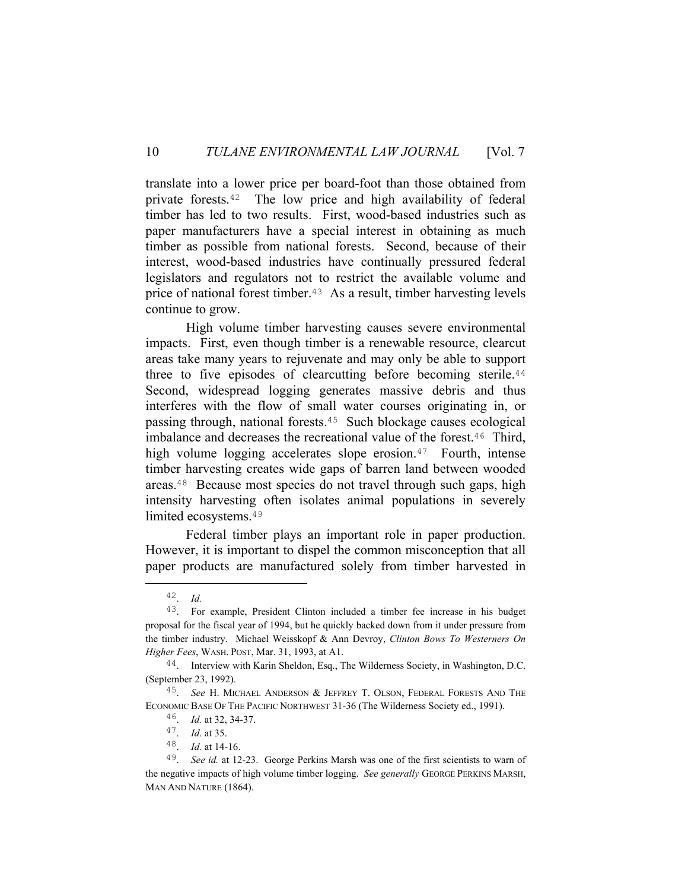translate into a lower price per board-foot than those obtained from private forests.[42] The low price and high availability of federal timber has led to two results. First, wood-based industries such as paper manufacturers have a special interest in obtaining as much timber as possible from national forests. Second, because of their interest, wood-based industries have continually pressured federal legislators and regulators not to restrict the available volume and price of national forest timber.[43] As a result, timber harvesting levels continue to grow.

High volume timber harvesting causes severe environmental impacts. First, even though timber is a renewable resource, clearcut areas take many years to rejuvenate and may only be able to support three to five episodes of clearcutting before becoming sterile.[44] Second, widespread logging generates massive debris and thus interferes with the flow of small water courses originating in, or passing through, national forests.[45] Such blockage causes ecological imbalance and decreases the recreational value of the forest.[46] Third, high volume logging accelerates slope erosion.[47] Fourth, intense timber harvesting creates wide gaps of barren land between wooded areas.[48] Because most species do not travel through such gaps, high intensity harvesting often isolates animal populations in severely limited ecosystems.[49]

Federal timber plays an important role in paper production. However, it is important to dispel the common misconception that all paper products are manufactured solely from timber harvested in

---

42. *Id.*

43. For example, President Clinton included a timber fee increase in his budget proposal for the fiscal year of 1994, but he quickly backed down from it under pressure from the timber industry. Michael Weisskopf & Ann Devroy, *Clinton Bows To Westerners On Higher Fees*, WASH. POST, Mar. 31, 1993, at A1.

44. Interview with Karin Sheldon, Esq., The Wilderness Society, in Washington, D.C. (September 23, 1992).

45. *See* H. MICHAEL ANDERSON & JEFFREY T. OLSON, FEDERAL FORESTS AND THE ECONOMIC BASE OF THE PACIFIC NORTHWEST 31-36 (The Wilderness Society ed., 1991).

46. *Id.* at 32, 34-37.

47. *Id*. at 35.

48. *Id.* at 14-16.

49. *See id.* at 12-23. George Perkins Marsh was one of the first scientists to warn of the negative impacts of high volume timber logging. *See generally* GEORGE PERKINS MARSH, MAN AND NATURE (1864).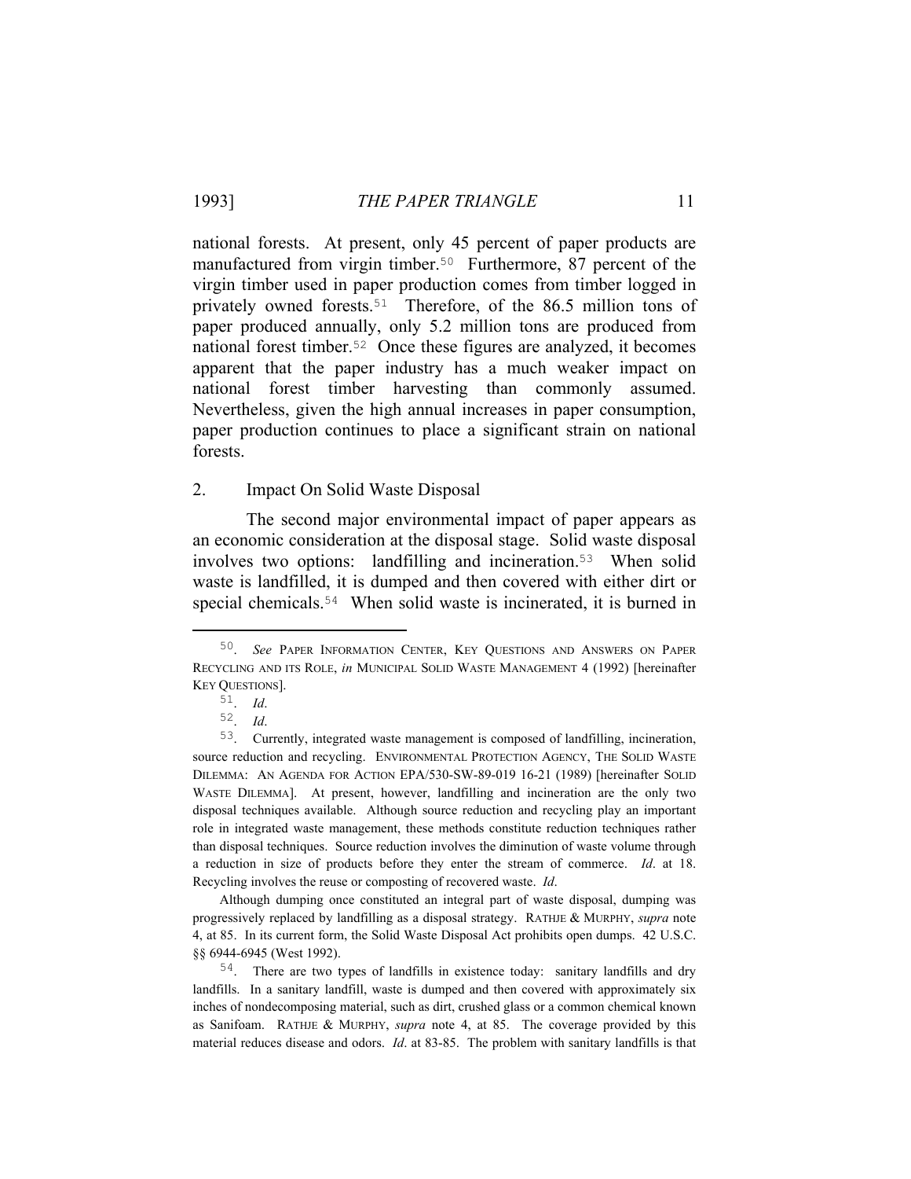national forests. At present, only 45 percent of paper products are manufactured from virgin timber.[50] Furthermore, 87 percent of the virgin timber used in paper production comes from timber logged in privately owned forests.[51] Therefore, of the 86.5 million tons of paper produced annually, only 5.2 million tons are produced from national forest timber.[52] Once these figures are analyzed, it becomes apparent that the paper industry has a much weaker impact on national forest timber harvesting than commonly assumed. Nevertheless, given the high annual increases in paper consumption, paper production continues to place a significant strain on national forests.

### 2. Impact On Solid Waste Disposal

The second major environmental impact of paper appears as an economic consideration at the disposal stage. Solid waste disposal involves two options: landfilling and incineration.[53] When solid waste is landfilled, it is dumped and then covered with either dirt or special chemicals.[54] When solid waste is incinerated, it is burned in

---

50. *See* PAPER INFORMATION CENTER, KEY QUESTIONS AND ANSWERS ON PAPER RECYCLING AND ITS ROLE, *in* MUNICIPAL SOLID WASTE MANAGEMENT 4 (1992) [hereinafter KEY QUESTIONS].

51. *Id*.

52. *Id*.

53. Currently, integrated waste management is composed of landfilling, incineration, source reduction and recycling. ENVIRONMENTAL PROTECTION AGENCY, THE SOLID WASTE DILEMMA: AN AGENDA FOR ACTION EPA/530-SW-89-019 16-21 (1989) [hereinafter SOLID WASTE DILEMMA]. At present, however, landfilling and incineration are the only two disposal techniques available. Although source reduction and recycling play an important role in integrated waste management, these methods constitute reduction techniques rather than disposal techniques. Source reduction involves the diminution of waste volume through a reduction in size of products before they enter the stream of commerce. *Id*. at 18. Recycling involves the reuse or composting of recovered waste. *Id*.

Although dumping once constituted an integral part of waste disposal, dumping was progressively replaced by landfilling as a disposal strategy. RATHJE & MURPHY, *supra* note 4, at 85. In its current form, the Solid Waste Disposal Act prohibits open dumps. 42 U.S.C. §§ 6944-6945 (West 1992).

54. There are two types of landfills in existence today: sanitary landfills and dry landfills. In a sanitary landfill, waste is dumped and then covered with approximately six inches of nondecomposing material, such as dirt, crushed glass or a common chemical known as Sanifoam. RATHJE & MURPHY, *supra* note 4, at 85. The coverage provided by this material reduces disease and odors. *Id*. at 83-85. The problem with sanitary landfills is that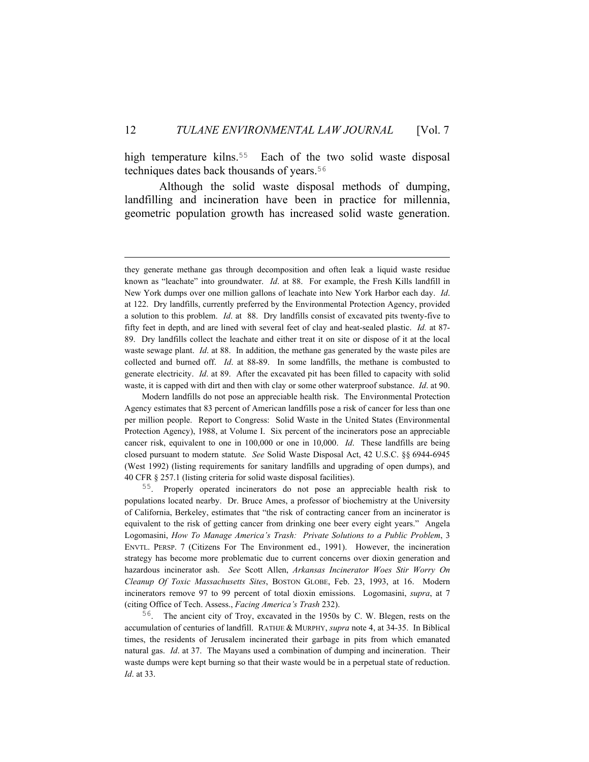high temperature kilns.[55] Each of the two solid waste disposal techniques dates back thousands of years.[56]

Although the solid waste disposal methods of dumping, landfilling and incineration have been in practice for millennia, geometric population growth has increased solid waste generation.

---

they generate methane gas through decomposition and often leak a liquid waste residue known as "leachate" into groundwater. *Id*. at 88. For example, the Fresh Kills landfill in New York dumps over one million gallons of leachate into New York Harbor each day. *Id*. at 122. Dry landfills, currently preferred by the Environmental Protection Agency, provided a solution to this problem. *Id*. at 88. Dry landfills consist of excavated pits twenty-five to fifty feet in depth, and are lined with several feet of clay and heat-sealed plastic. *Id.* at 87-89. Dry landfills collect the leachate and either treat it on site or dispose of it at the local waste sewage plant. *Id*. at 88. In addition, the methane gas generated by the waste piles are collected and burned off. *Id*. at 88-89. In some landfills, the methane is combusted to generate electricity. *Id*. at 89. After the excavated pit has been filled to capacity with solid waste, it is capped with dirt and then with clay or some other waterproof substance. *Id*. at 90.

Modern landfills do not pose an appreciable health risk. The Environmental Protection Agency estimates that 83 percent of American landfills pose a risk of cancer for less than one per million people. Report to Congress: Solid Waste in the United States (Environmental Protection Agency), 1988, at Volume I. Six percent of the incinerators pose an appreciable cancer risk, equivalent to one in 100,000 or one in 10,000. *Id*. These landfills are being closed pursuant to modern statute. *See* Solid Waste Disposal Act, 42 U.S.C. §§ 6944-6945 (West 1992) (listing requirements for sanitary landfills and upgrading of open dumps), and 40 CFR § 257.1 (listing criteria for solid waste disposal facilities).

[55]. Properly operated incinerators do not pose an appreciable health risk to populations located nearby. Dr. Bruce Ames, a professor of biochemistry at the University of California, Berkeley, estimates that "the risk of contracting cancer from an incinerator is equivalent to the risk of getting cancer from drinking one beer every eight years." Angela Logomasini, *How To Manage America's Trash: Private Solutions to a Public Problem*, 3 ENVTL. PERSP. 7 (Citizens For The Environment ed., 1991). However, the incineration strategy has become more problematic due to current concerns over dioxin generation and hazardous incinerator ash. *See* Scott Allen, *Arkansas Incinerator Woes Stir Worry On Cleanup Of Toxic Massachusetts Sites*, BOSTON GLOBE, Feb. 23, 1993, at 16. Modern incinerators remove 97 to 99 percent of total dioxin emissions. Logomasini, *supra*, at 7 (citing Office of Tech. Assess., *Facing America's Trash* 232).

[56]. The ancient city of Troy, excavated in the 1950s by C. W. Blegen, rests on the accumulation of centuries of landfill. RATHJE & MURPHY, *supra* note 4, at 34-35. In Biblical times, the residents of Jerusalem incinerated their garbage in pits from which emanated natural gas. *Id*. at 37. The Mayans used a combination of dumping and incineration. Their waste dumps were kept burning so that their waste would be in a perpetual state of reduction. *Id*. at 33.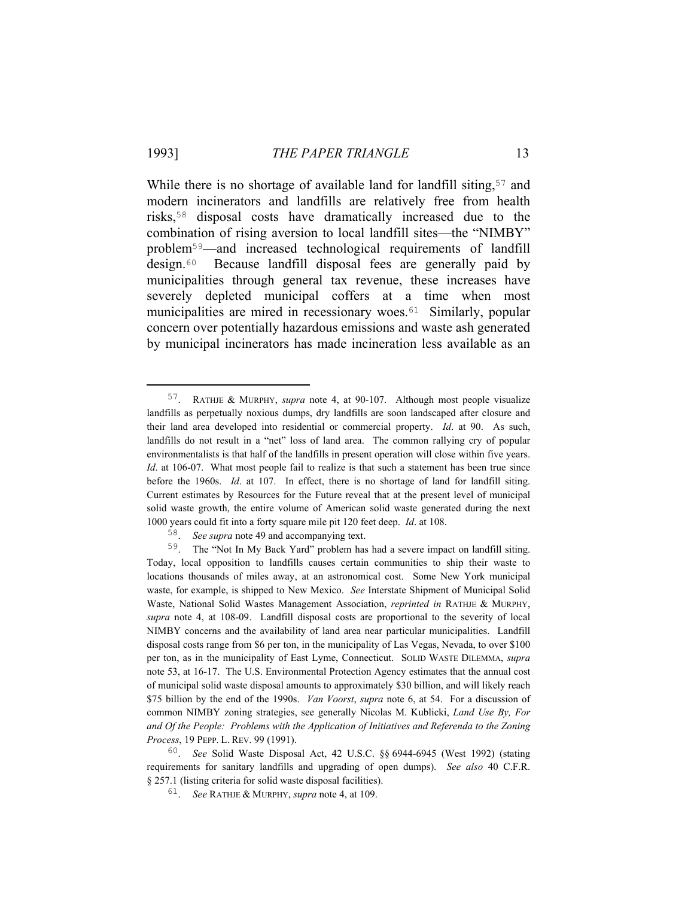While there is no shortage of available land for landfill siting,[57] and modern incinerators and landfills are relatively free from health risks,[58] disposal costs have dramatically increased due to the combination of rising aversion to local landfill sites—the "NIMBY" problem[59]—and increased technological requirements of landfill design.[60] Because landfill disposal fees are generally paid by municipalities through general tax revenue, these increases have severely depleted municipal coffers at a time when most municipalities are mired in recessionary woes.[61] Similarly, popular concern over potentially hazardous emissions and waste ash generated by municipal incinerators has made incineration less available as an

---

57. RATHJE & MURPHY, *supra* note 4, at 90-107. Although most people visualize landfills as perpetually noxious dumps, dry landfills are soon landscaped after closure and their land area developed into residential or commercial property. *Id*. at 90. As such, landfills do not result in a "net" loss of land area. The common rallying cry of popular environmentalists is that half of the landfills in present operation will close within five years. *Id*. at 106-07. What most people fail to realize is that such a statement has been true since before the 1960s. *Id*. at 107. In effect, there is no shortage of land for landfill siting. Current estimates by Resources for the Future reveal that at the present level of municipal solid waste growth, the entire volume of American solid waste generated during the next 1000 years could fit into a forty square mile pit 120 feet deep. *Id*. at 108.

58. *See supra* note 49 and accompanying text.

59. The "Not In My Back Yard" problem has had a severe impact on landfill siting. Today, local opposition to landfills causes certain communities to ship their waste to locations thousands of miles away, at an astronomical cost. Some New York municipal waste, for example, is shipped to New Mexico. *See* Interstate Shipment of Municipal Solid Waste, National Solid Wastes Management Association, *reprinted in* RATHJE & MURPHY, *supra* note 4, at 108-09. Landfill disposal costs are proportional to the severity of local NIMBY concerns and the availability of land area near particular municipalities. Landfill disposal costs range from $6 per ton, in the municipality of Las Vegas, Nevada, to over $100 per ton, as in the municipality of East Lyme, Connecticut. SOLID WASTE DILEMMA, *supra* note 53, at 16-17. The U.S. Environmental Protection Agency estimates that the annual cost of municipal solid waste disposal amounts to approximately $30 billion, and will likely reach $75 billion by the end of the 1990s. *Van Voorst*, *supra* note 6, at 54. For a discussion of common NIMBY zoning strategies, see generally Nicolas M. Kublicki, *Land Use By, For and Of the People: Problems with the Application of Initiatives and Referenda to the Zoning Process*, 19 PEPP. L. REV. 99 (1991).

60. *See* Solid Waste Disposal Act, 42 U.S.C. §§ 6944-6945 (West 1992) (stating requirements for sanitary landfills and upgrading of open dumps). *See also* 40 C.F.R. § 257.1 (listing criteria for solid waste disposal facilities).

61. *See* RATHJE & MURPHY, *supra* note 4, at 109.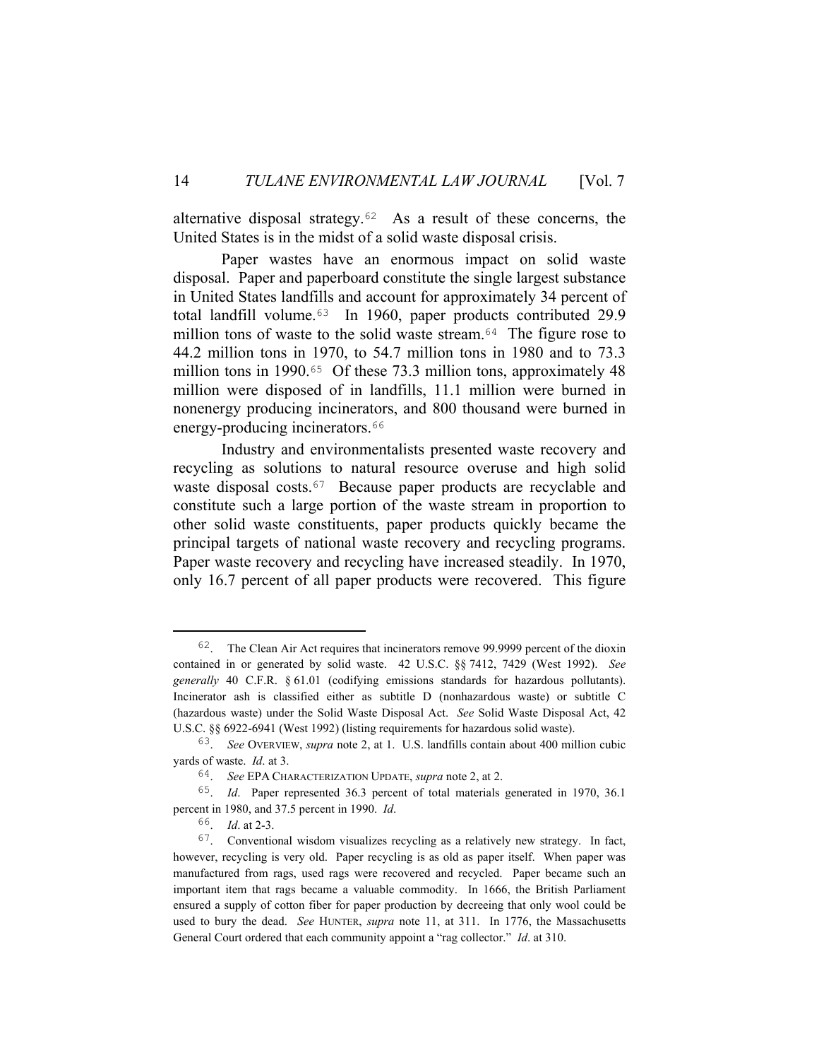alternative disposal strategy.[62] As a result of these concerns, the United States is in the midst of a solid waste disposal crisis.

Paper wastes have an enormous impact on solid waste disposal. Paper and paperboard constitute the single largest substance in United States landfills and account for approximately 34 percent of total landfill volume.[63] In 1960, paper products contributed 29.9 million tons of waste to the solid waste stream.[64] The figure rose to 44.2 million tons in 1970, to 54.7 million tons in 1980 and to 73.3 million tons in 1990.[65] Of these 73.3 million tons, approximately 48 million were disposed of in landfills, 11.1 million were burned in nonenergy producing incinerators, and 800 thousand were burned in energy-producing incinerators.[66]

Industry and environmentalists presented waste recovery and recycling as solutions to natural resource overuse and high solid waste disposal costs.[67] Because paper products are recyclable and constitute such a large portion of the waste stream in proportion to other solid waste constituents, paper products quickly became the principal targets of national waste recovery and recycling programs. Paper waste recovery and recycling have increased steadily. In 1970, only 16.7 percent of all paper products were recovered. This figure

---

62. The Clean Air Act requires that incinerators remove 99.9999 percent of the dioxin contained in or generated by solid waste. 42 U.S.C. §§ 7412, 7429 (West 1992). *See generally* 40 C.F.R. § 61.01 (codifying emissions standards for hazardous pollutants). Incinerator ash is classified either as subtitle D (nonhazardous waste) or subtitle C (hazardous waste) under the Solid Waste Disposal Act. *See* Solid Waste Disposal Act, 42 U.S.C. §§ 6922-6941 (West 1992) (listing requirements for hazardous solid waste).

63. *See* OVERVIEW, *supra* note 2, at 1. U.S. landfills contain about 400 million cubic yards of waste. *Id*. at 3.

64. *See* EPA CHARACTERIZATION UPDATE, *supra* note 2, at 2.

65. *Id*. Paper represented 36.3 percent of total materials generated in 1970, 36.1 percent in 1980, and 37.5 percent in 1990. *Id*.

66. *Id*. at 2-3.

67. Conventional wisdom visualizes recycling as a relatively new strategy. In fact, however, recycling is very old. Paper recycling is as old as paper itself. When paper was manufactured from rags, used rags were recovered and recycled. Paper became such an important item that rags became a valuable commodity. In 1666, the British Parliament ensured a supply of cotton fiber for paper production by decreeing that only wool could be used to bury the dead. *See* HUNTER, *supra* note 11, at 311. In 1776, the Massachusetts General Court ordered that each community appoint a "rag collector." *Id*. at 310.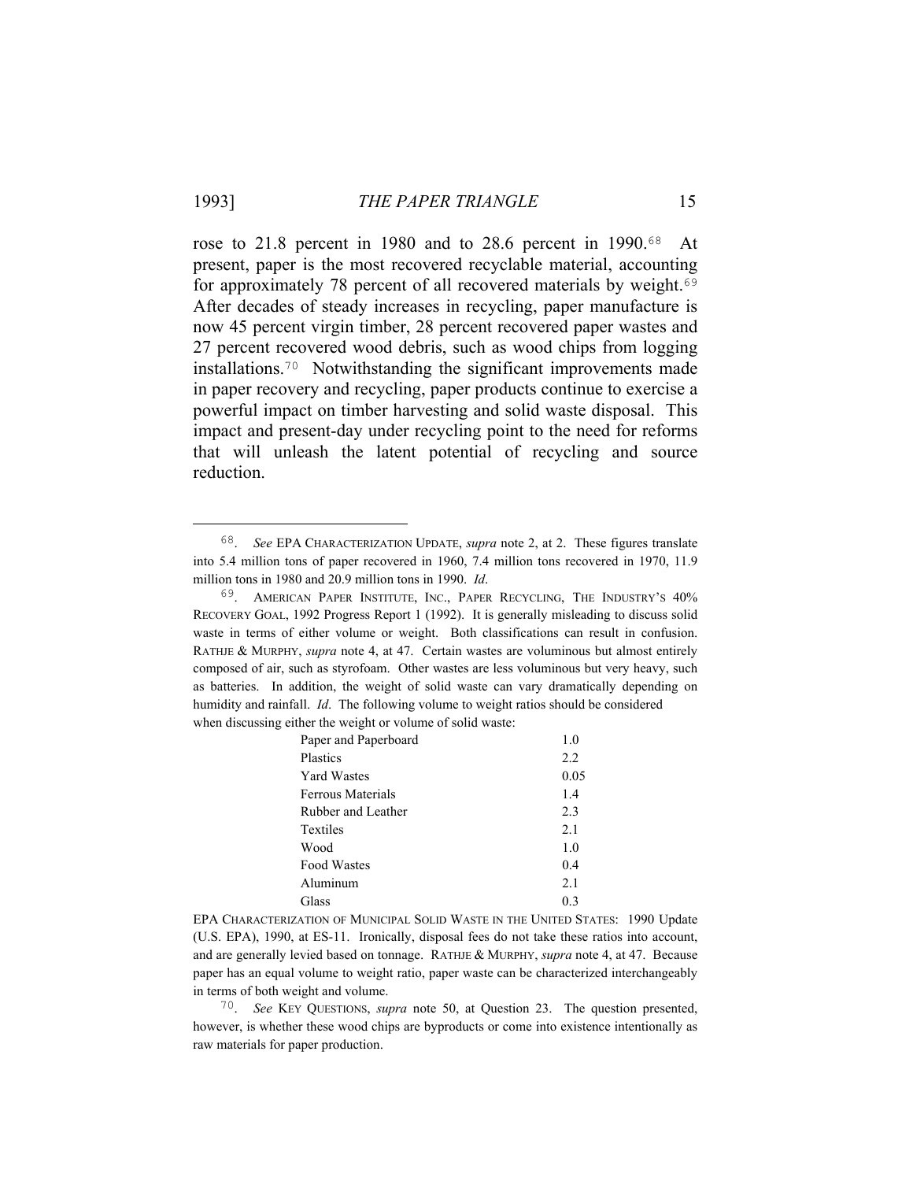rose to 21.8 percent in 1980 and to 28.6 percent in 1990.[68] At present, paper is the most recovered recyclable material, accounting for approximately 78 percent of all recovered materials by weight.[69] After decades of steady increases in recycling, paper manufacture is now 45 percent virgin timber, 28 percent recovered paper wastes and 27 percent recovered wood debris, such as wood chips from logging installations.[70] Notwithstanding the significant improvements made in paper recovery and recycling, paper products continue to exercise a powerful impact on timber harvesting and solid waste disposal. This impact and present-day under recycling point to the need for reforms that will unleash the latent potential of recycling and source reduction.

---

[68]. *See* EPA CHARACTERIZATION UPDATE, *supra* note 2, at 2. These figures translate into 5.4 million tons of paper recovered in 1960, 7.4 million tons recovered in 1970, 11.9 million tons in 1980 and 20.9 million tons in 1990. *Id*.

[69]. AMERICAN PAPER INSTITUTE, INC., PAPER RECYCLING, THE INDUSTRY'S 40% RECOVERY GOAL, 1992 Progress Report 1 (1992). It is generally misleading to discuss solid waste in terms of either volume or weight. Both classifications can result in confusion. RATHJE & MURPHY, *supra* note 4, at 47. Certain wastes are voluminous but almost entirely composed of air, such as styrofoam. Other wastes are less voluminous but very heavy, such as batteries. In addition, the weight of solid waste can vary dramatically depending on humidity and rainfall. *Id*. The following volume to weight ratios should be considered when discussing either the weight or volume of solid waste:

| | |
|---|---|
| Paper and Paperboard | 1.0 |
| Plastics | 2.2 |
| Yard Wastes | 0.05 |
| Ferrous Materials | 1.4 |
| Rubber and Leather | 2.3 |
| Textiles | 2.1 |
| Wood | 1.0 |
| Food Wastes | 0.4 |
| Aluminum | 2.1 |
| Glass | 0.3 |

EPA CHARACTERIZATION OF MUNICIPAL SOLID WASTE IN THE UNITED STATES: 1990 Update (U.S. EPA), 1990, at ES-11. Ironically, disposal fees do not take these ratios into account, and are generally levied based on tonnage. RATHJE & MURPHY, *supra* note 4, at 47. Because paper has an equal volume to weight ratio, paper waste can be characterized interchangeably in terms of both weight and volume.

[70]. *See* KEY QUESTIONS, *supra* note 50, at Question 23. The question presented, however, is whether these wood chips are byproducts or come into existence intentionally as raw materials for paper production.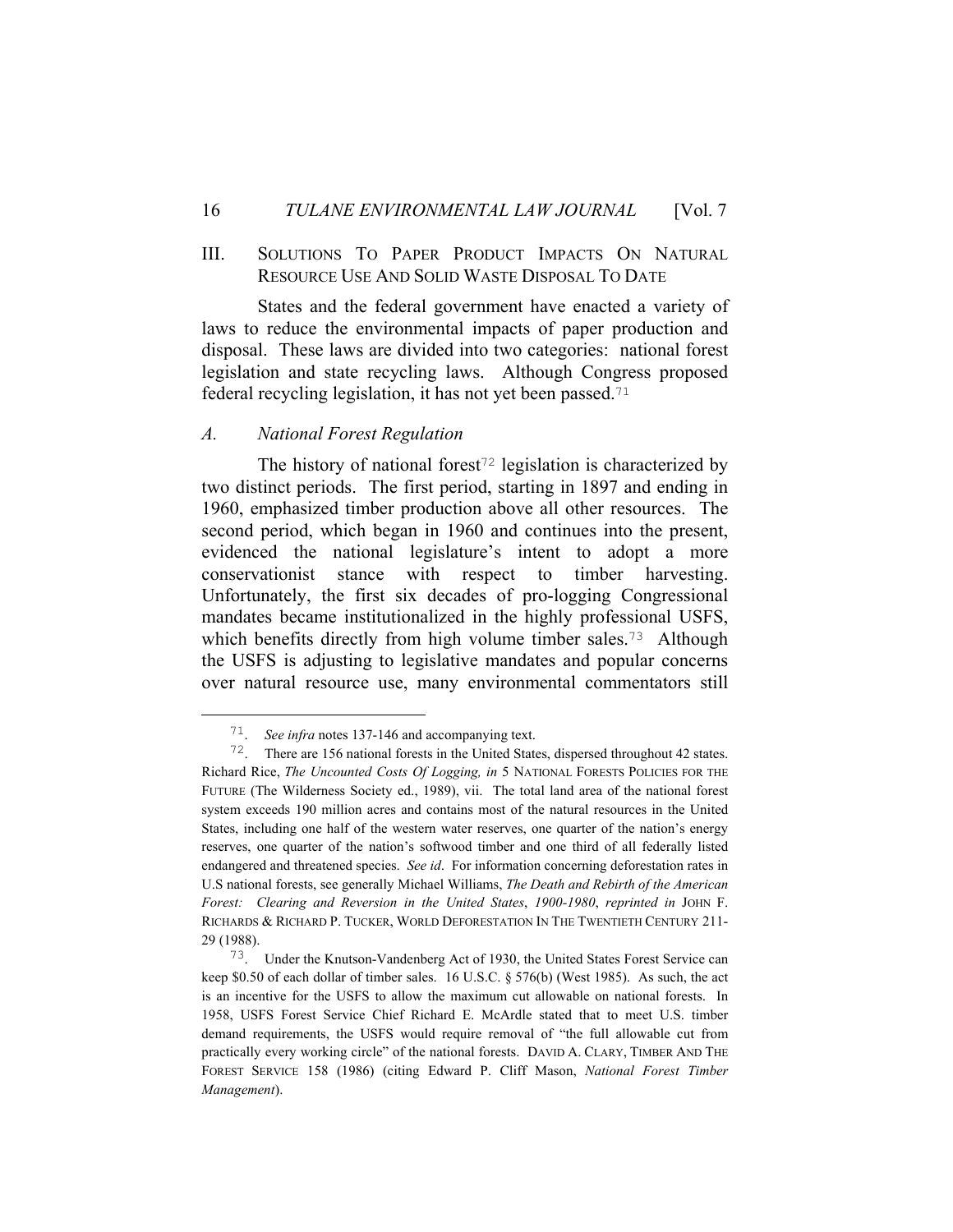## III. SOLUTIONS TO PAPER PRODUCT IMPACTS ON NATURAL RESOURCE USE AND SOLID WASTE DISPOSAL TO DATE

States and the federal government have enacted a variety of laws to reduce the environmental impacts of paper production and disposal. These laws are divided into two categories: national forest legislation and state recycling laws. Although Congress proposed federal recycling legislation, it has not yet been passed.[71]

### *A. National Forest Regulation*

The history of national forest[72] legislation is characterized by two distinct periods. The first period, starting in 1897 and ending in 1960, emphasized timber production above all other resources. The second period, which began in 1960 and continues into the present, evidenced the national legislature's intent to adopt a more conservationist stance with respect to timber harvesting. Unfortunately, the first six decades of pro-logging Congressional mandates became institutionalized in the highly professional USFS, which benefits directly from high volume timber sales.[73] Although the USFS is adjusting to legislative mandates and popular concerns over natural resource use, many environmental commentators still

---

71. *See infra* notes 137-146 and accompanying text.

72. There are 156 national forests in the United States, dispersed throughout 42 states. Richard Rice, *The Uncounted Costs Of Logging, in* 5 NATIONAL FORESTS POLICIES FOR THE FUTURE (The Wilderness Society ed., 1989), vii. The total land area of the national forest system exceeds 190 million acres and contains most of the natural resources in the United States, including one half of the western water reserves, one quarter of the nation's energy reserves, one quarter of the nation's softwood timber and one third of all federally listed endangered and threatened species. *See id*. For information concerning deforestation rates in U.S national forests, see generally Michael Williams, *The Death and Rebirth of the American Forest: Clearing and Reversion in the United States, 1900-1980*, *reprinted in* JOHN F. RICHARDS & RICHARD P. TUCKER, WORLD DEFORESTATION IN THE TWENTIETH CENTURY 211-29 (1988).

73. Under the Knutson-Vandenberg Act of 1930, the United States Forest Service can keep $0.50 of each dollar of timber sales. 16 U.S.C. § 576(b) (West 1985). As such, the act is an incentive for the USFS to allow the maximum cut allowable on national forests. In 1958, USFS Forest Service Chief Richard E. McArdle stated that to meet U.S. timber demand requirements, the USFS would require removal of "the full allowable cut from practically every working circle" of the national forests. DAVID A. CLARY, TIMBER AND THE FOREST SERVICE 158 (1986) (citing Edward P. Cliff Mason, *National Forest Timber Management*).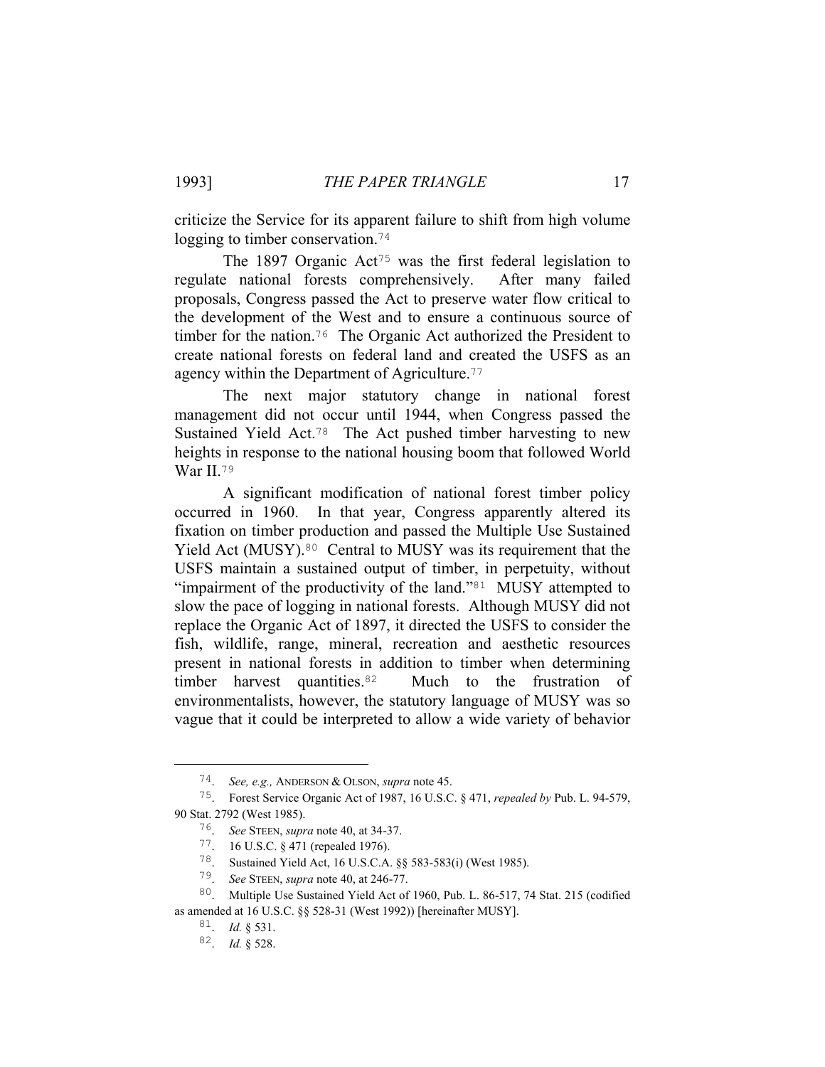criticize the Service for its apparent failure to shift from high volume logging to timber conservation.[74]

The 1897 Organic Act[75] was the first federal legislation to regulate national forests comprehensively. After many failed proposals, Congress passed the Act to preserve water flow critical to the development of the West and to ensure a continuous source of timber for the nation.[76] The Organic Act authorized the President to create national forests on federal land and created the USFS as an agency within the Department of Agriculture.[77]

The next major statutory change in national forest management did not occur until 1944, when Congress passed the Sustained Yield Act.[78] The Act pushed timber harvesting to new heights in response to the national housing boom that followed World War II.[79]

A significant modification of national forest timber policy occurred in 1960. In that year, Congress apparently altered its fixation on timber production and passed the Multiple Use Sustained Yield Act (MUSY).[80] Central to MUSY was its requirement that the USFS maintain a sustained output of timber, in perpetuity, without "impairment of the productivity of the land."[81] MUSY attempted to slow the pace of logging in national forests. Although MUSY did not replace the Organic Act of 1897, it directed the USFS to consider the fish, wildlife, range, mineral, recreation and aesthetic resources present in national forests in addition to timber when determining timber harvest quantities.[82] Much to the frustration of environmentalists, however, the statutory language of MUSY was so vague that it could be interpreted to allow a wide variety of behavior

---

74. *See, e.g.,* ANDERSON & OLSON, *supra* note 45.

75. Forest Service Organic Act of 1987, 16 U.S.C. § 471, *repealed by* Pub. L. 94-579, 90 Stat. 2792 (West 1985).

76. *See* STEEN, *supra* note 40, at 34-37.

77. 16 U.S.C. § 471 (repealed 1976).

78. Sustained Yield Act, 16 U.S.C.A. §§ 583-583(i) (West 1985).

79. *See* STEEN, *supra* note 40, at 246-77.

80. Multiple Use Sustained Yield Act of 1960, Pub. L. 86-517, 74 Stat. 215 (codified as amended at 16 U.S.C. §§ 528-31 (West 1992)) [hereinafter MUSY].

81. *Id.* § 531.

82. *Id.* § 528.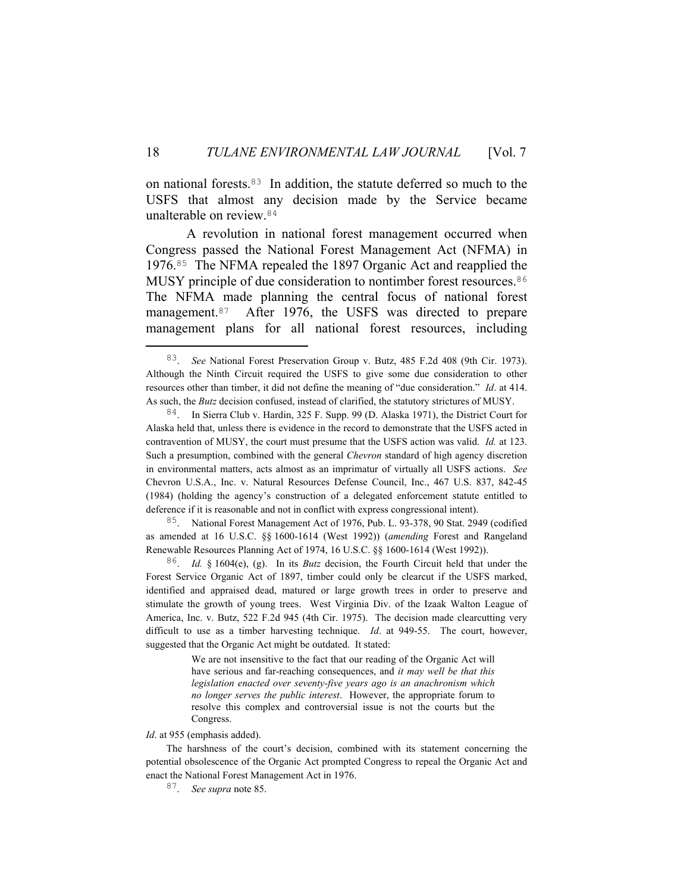on national forests.[83] In addition, the statute deferred so much to the USFS that almost any decision made by the Service became unalterable on review.[84]

A revolution in national forest management occurred when Congress passed the National Forest Management Act (NFMA) in 1976.[85] The NFMA repealed the 1897 Organic Act and reapplied the MUSY principle of due consideration to nontimber forest resources.[86] The NFMA made planning the central focus of national forest management.[87] After 1976, the USFS was directed to prepare management plans for all national forest resources, including

---

83. *See* National Forest Preservation Group v. Butz, 485 F.2d 408 (9th Cir. 1973). Although the Ninth Circuit required the USFS to give some due consideration to other resources other than timber, it did not define the meaning of "due consideration." *Id*. at 414. As such, the *Butz* decision confused, instead of clarified, the statutory strictures of MUSY.

84. In Sierra Club v. Hardin, 325 F. Supp. 99 (D. Alaska 1971), the District Court for Alaska held that, unless there is evidence in the record to demonstrate that the USFS acted in contravention of MUSY, the court must presume that the USFS action was valid. *Id.* at 123. Such a presumption, combined with the general *Chevron* standard of high agency discretion in environmental matters, acts almost as an imprimatur of virtually all USFS actions. *See* Chevron U.S.A., Inc. v. Natural Resources Defense Council, Inc., 467 U.S. 837, 842-45 (1984) (holding the agency's construction of a delegated enforcement statute entitled to deference if it is reasonable and not in conflict with express congressional intent).

85. National Forest Management Act of 1976, Pub. L. 93-378, 90 Stat. 2949 (codified as amended at 16 U.S.C. §§ 1600-1614 (West 1992)) (*amending* Forest and Rangeland Renewable Resources Planning Act of 1974, 16 U.S.C. §§ 1600-1614 (West 1992)).

86. *Id.* § 1604(e), (g). In its *Butz* decision, the Fourth Circuit held that under the Forest Service Organic Act of 1897, timber could only be clearcut if the USFS marked, identified and appraised dead, matured or large growth trees in order to preserve and stimulate the growth of young trees. West Virginia Div. of the Izaak Walton League of America, Inc. v. Butz, 522 F.2d 945 (4th Cir. 1975). The decision made clearcutting very difficult to use as a timber harvesting technique. *Id*. at 949-55. The court, however, suggested that the Organic Act might be outdated. It stated:

> We are not insensitive to the fact that our reading of the Organic Act will have serious and far-reaching consequences, and *it may well be that this legislation enacted over seventy-five years ago is an anachronism which no longer serves the public interest*. However, the appropriate forum to resolve this complex and controversial issue is not the courts but the Congress.

*Id*. at 955 (emphasis added).

The harshness of the court's decision, combined with its statement concerning the potential obsolescence of the Organic Act prompted Congress to repeal the Organic Act and enact the National Forest Management Act in 1976.

87. *See supra* note 85.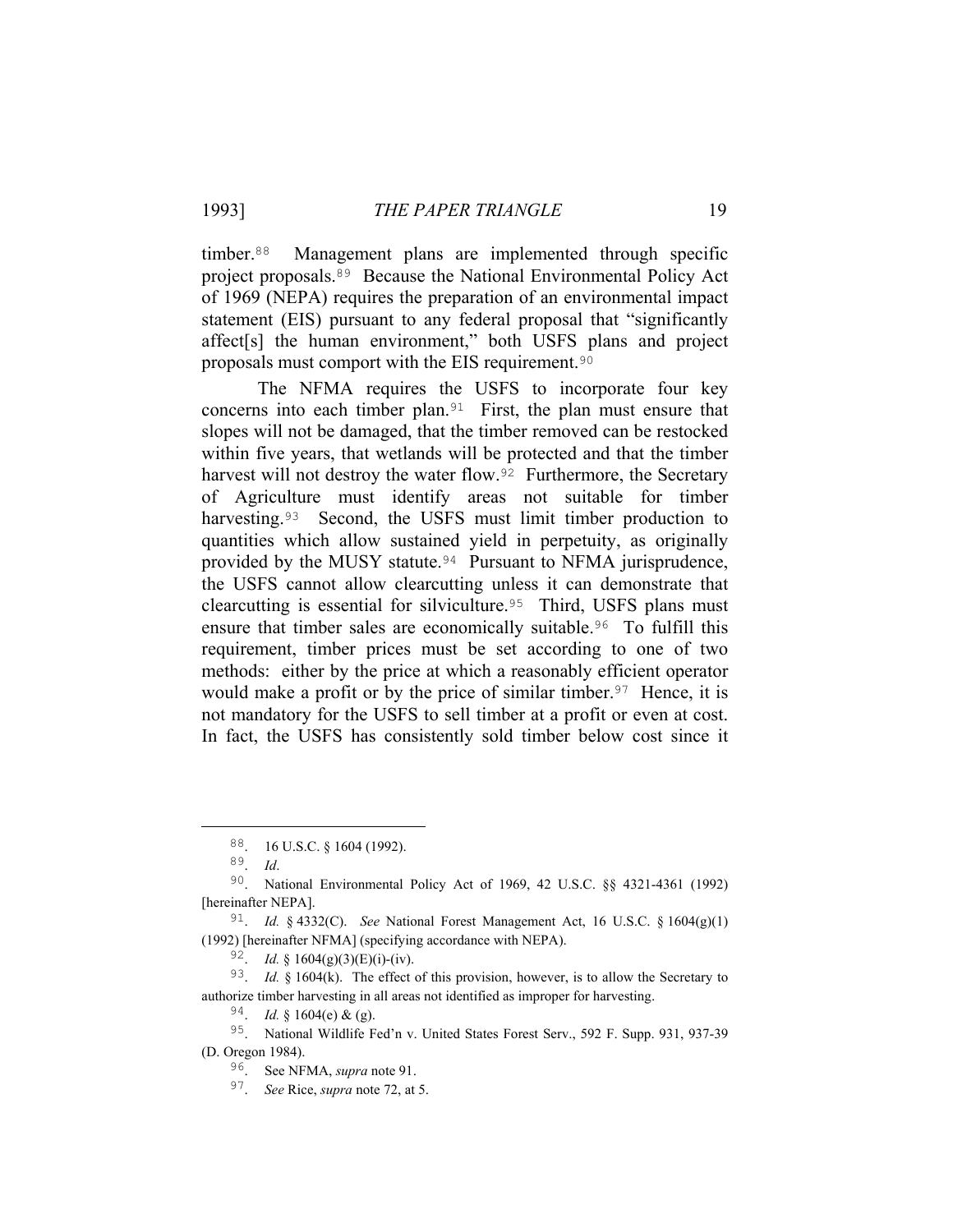timber.[88] Management plans are implemented through specific project proposals.[89] Because the National Environmental Policy Act of 1969 (NEPA) requires the preparation of an environmental impact statement (EIS) pursuant to any federal proposal that "significantly affect[s] the human environment," both USFS plans and project proposals must comport with the EIS requirement.[90]

The NFMA requires the USFS to incorporate four key concerns into each timber plan.[91] First, the plan must ensure that slopes will not be damaged, that the timber removed can be restocked within five years, that wetlands will be protected and that the timber harvest will not destroy the water flow.[92] Furthermore, the Secretary of Agriculture must identify areas not suitable for timber harvesting.[93] Second, the USFS must limit timber production to quantities which allow sustained yield in perpetuity, as originally provided by the MUSY statute.[94] Pursuant to NFMA jurisprudence, the USFS cannot allow clearcutting unless it can demonstrate that clearcutting is essential for silviculture.[95] Third, USFS plans must ensure that timber sales are economically suitable.[96] To fulfill this requirement, timber prices must be set according to one of two methods: either by the price at which a reasonably efficient operator would make a profit or by the price of similar timber.[97] Hence, it is not mandatory for the USFS to sell timber at a profit or even at cost. In fact, the USFS has consistently sold timber below cost since it

---

88. 16 U.S.C. § 1604 (1992).

89. *Id*.

90. National Environmental Policy Act of 1969, 42 U.S.C. §§ 4321-4361 (1992) [hereinafter NEPA].

91. *Id.* § 4332(C). *See* National Forest Management Act, 16 U.S.C. § 1604(g)(1) (1992) [hereinafter NFMA] (specifying accordance with NEPA).

92. *Id.* § 1604(g)(3)(E)(i)-(iv).

93. *Id.* § 1604(k). The effect of this provision, however, is to allow the Secretary to authorize timber harvesting in all areas not identified as improper for harvesting.

94. *Id.* § 1604(e) & (g).

95. National Wildlife Fed'n v. United States Forest Serv., 592 F. Supp. 931, 937-39 (D. Oregon 1984).

96. See NFMA, *supra* note 91.

97. *See* Rice, *supra* note 72, at 5.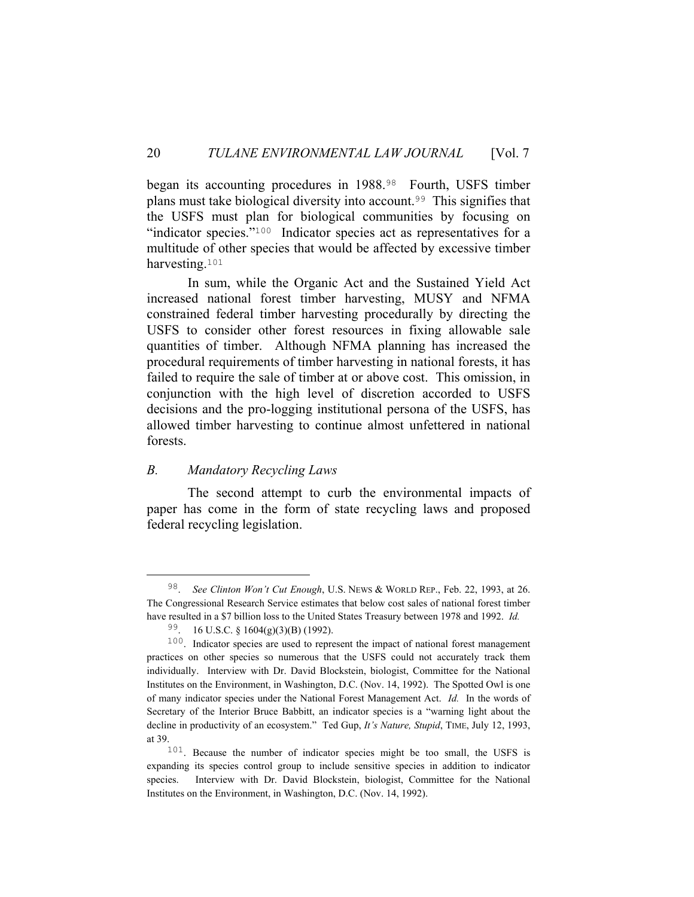began its accounting procedures in 1988.[98] Fourth, USFS timber plans must take biological diversity into account.[99] This signifies that the USFS must plan for biological communities by focusing on "indicator species."[100] Indicator species act as representatives for a multitude of other species that would be affected by excessive timber harvesting.[101]

In sum, while the Organic Act and the Sustained Yield Act increased national forest timber harvesting, MUSY and NFMA constrained federal timber harvesting procedurally by directing the USFS to consider other forest resources in fixing allowable sale quantities of timber. Although NFMA planning has increased the procedural requirements of timber harvesting in national forests, it has failed to require the sale of timber at or above cost. This omission, in conjunction with the high level of discretion accorded to USFS decisions and the pro-logging institutional persona of the USFS, has allowed timber harvesting to continue almost unfettered in national forests.

### *B. Mandatory Recycling Laws*

The second attempt to curb the environmental impacts of paper has come in the form of state recycling laws and proposed federal recycling legislation.

---

98. *See Clinton Won't Cut Enough*, U.S. NEWS & WORLD REP., Feb. 22, 1993, at 26. The Congressional Research Service estimates that below cost sales of national forest timber have resulted in a $7 billion loss to the United States Treasury between 1978 and 1992. *Id.*

99. 16 U.S.C. § 1604(g)(3)(B) (1992).

100. Indicator species are used to represent the impact of national forest management practices on other species so numerous that the USFS could not accurately track them individually. Interview with Dr. David Blockstein, biologist, Committee for the National Institutes on the Environment, in Washington, D.C. (Nov. 14, 1992). The Spotted Owl is one of many indicator species under the National Forest Management Act. *Id.* In the words of Secretary of the Interior Bruce Babbitt, an indicator species is a "warning light about the decline in productivity of an ecosystem." Ted Gup, *It's Nature, Stupid*, TIME, July 12, 1993, at 39.

101. Because the number of indicator species might be too small, the USFS is expanding its species control group to include sensitive species in addition to indicator species. Interview with Dr. David Blockstein, biologist, Committee for the National Institutes on the Environment, in Washington, D.C. (Nov. 14, 1992).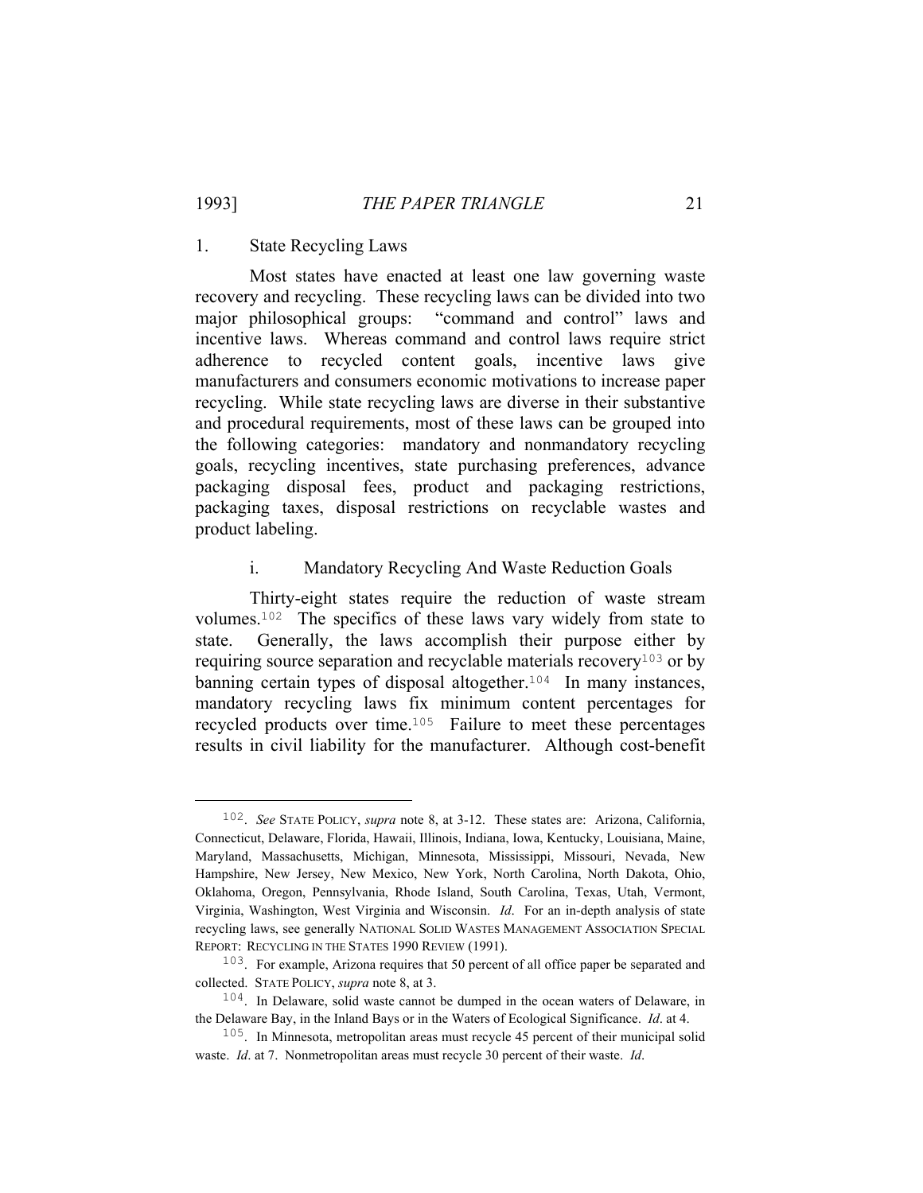### 1. State Recycling Laws

Most states have enacted at least one law governing waste recovery and recycling. These recycling laws can be divided into two major philosophical groups: "command and control" laws and incentive laws. Whereas command and control laws require strict adherence to recycled content goals, incentive laws give manufacturers and consumers economic motivations to increase paper recycling. While state recycling laws are diverse in their substantive and procedural requirements, most of these laws can be grouped into the following categories: mandatory and nonmandatory recycling goals, recycling incentives, state purchasing preferences, advance packaging disposal fees, product and packaging restrictions, packaging taxes, disposal restrictions on recyclable wastes and product labeling.

#### i. Mandatory Recycling And Waste Reduction Goals

Thirty-eight states require the reduction of waste stream volumes.[102] The specifics of these laws vary widely from state to state. Generally, the laws accomplish their purpose either by requiring source separation and recyclable materials recovery[103] or by banning certain types of disposal altogether.[104] In many instances, mandatory recycling laws fix minimum content percentages for recycled products over time.[105] Failure to meet these percentages results in civil liability for the manufacturer. Although cost-benefit

---

102. *See* STATE POLICY, *supra* note 8, at 3-12. These states are: Arizona, California, Connecticut, Delaware, Florida, Hawaii, Illinois, Indiana, Iowa, Kentucky, Louisiana, Maine, Maryland, Massachusetts, Michigan, Minnesota, Mississippi, Missouri, Nevada, New Hampshire, New Jersey, New Mexico, New York, North Carolina, North Dakota, Ohio, Oklahoma, Oregon, Pennsylvania, Rhode Island, South Carolina, Texas, Utah, Vermont, Virginia, Washington, West Virginia and Wisconsin. *Id*. For an in-depth analysis of state recycling laws, see generally NATIONAL SOLID WASTES MANAGEMENT ASSOCIATION SPECIAL REPORT: RECYCLING IN THE STATES 1990 REVIEW (1991).

103. For example, Arizona requires that 50 percent of all office paper be separated and collected. STATE POLICY, *supra* note 8, at 3.

104. In Delaware, solid waste cannot be dumped in the ocean waters of Delaware, in the Delaware Bay, in the Inland Bays or in the Waters of Ecological Significance. *Id*. at 4.

105. In Minnesota, metropolitan areas must recycle 45 percent of their municipal solid waste. *Id*. at 7. Nonmetropolitan areas must recycle 30 percent of their waste. *Id*.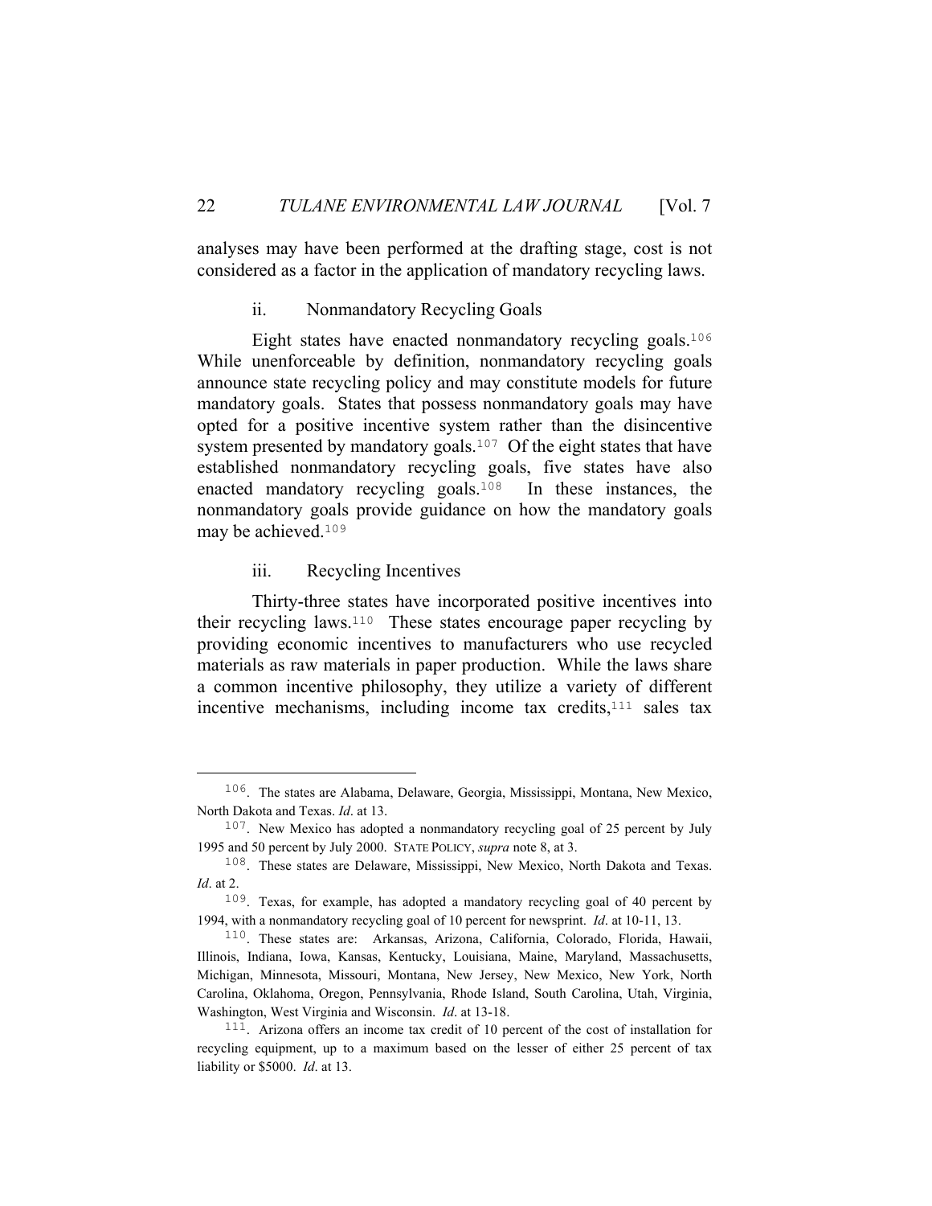analyses may have been performed at the drafting stage, cost is not considered as a factor in the application of mandatory recycling laws.

#### ii. Nonmandatory Recycling Goals

Eight states have enacted nonmandatory recycling goals.[106] While unenforceable by definition, nonmandatory recycling goals announce state recycling policy and may constitute models for future mandatory goals. States that possess nonmandatory goals may have opted for a positive incentive system rather than the disincentive system presented by mandatory goals.[107] Of the eight states that have established nonmandatory recycling goals, five states have also enacted mandatory recycling goals.[108] In these instances, the nonmandatory goals provide guidance on how the mandatory goals may be achieved.[109]

#### iii. Recycling Incentives

Thirty-three states have incorporated positive incentives into their recycling laws.[110] These states encourage paper recycling by providing economic incentives to manufacturers who use recycled materials as raw materials in paper production. While the laws share a common incentive philosophy, they utilize a variety of different incentive mechanisms, including income tax credits,[111] sales tax

---

106. The states are Alabama, Delaware, Georgia, Mississippi, Montana, New Mexico, North Dakota and Texas. *Id*. at 13.

107. New Mexico has adopted a nonmandatory recycling goal of 25 percent by July 1995 and 50 percent by July 2000. STATE POLICY, *supra* note 8, at 3.

108. These states are Delaware, Mississippi, New Mexico, North Dakota and Texas. *Id*. at 2.

109. Texas, for example, has adopted a mandatory recycling goal of 40 percent by 1994, with a nonmandatory recycling goal of 10 percent for newsprint. *Id*. at 10-11, 13.

110. These states are: Arkansas, Arizona, California, Colorado, Florida, Hawaii, Illinois, Indiana, Iowa, Kansas, Kentucky, Louisiana, Maine, Maryland, Massachusetts, Michigan, Minnesota, Missouri, Montana, New Jersey, New Mexico, New York, North Carolina, Oklahoma, Oregon, Pennsylvania, Rhode Island, South Carolina, Utah, Virginia, Washington, West Virginia and Wisconsin. *Id*. at 13-18.

111. Arizona offers an income tax credit of 10 percent of the cost of installation for recycling equipment, up to a maximum based on the lesser of either 25 percent of tax liability or $5000. *Id*. at 13.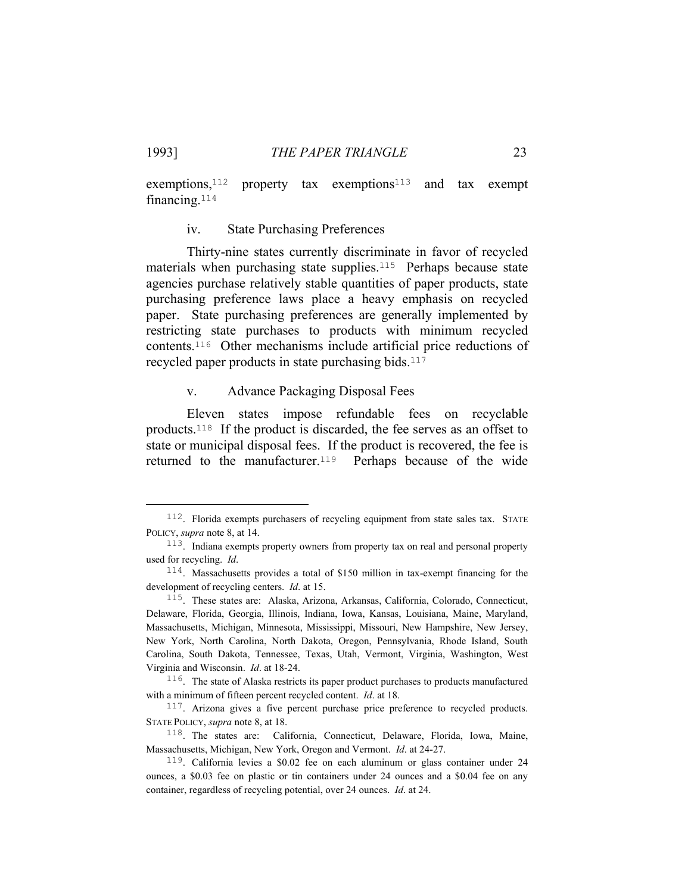exemptions,[112] property tax exemptions[113] and tax exempt financing.[114]

### iv. State Purchasing Preferences

Thirty-nine states currently discriminate in favor of recycled materials when purchasing state supplies.[115] Perhaps because state agencies purchase relatively stable quantities of paper products, state purchasing preference laws place a heavy emphasis on recycled paper. State purchasing preferences are generally implemented by restricting state purchases to products with minimum recycled contents.[116] Other mechanisms include artificial price reductions of recycled paper products in state purchasing bids.[117]

### v. Advance Packaging Disposal Fees

Eleven states impose refundable fees on recyclable products.[118] If the product is discarded, the fee serves as an offset to state or municipal disposal fees. If the product is recovered, the fee is returned to the manufacturer.[119] Perhaps because of the wide

---

112. Florida exempts purchasers of recycling equipment from state sales tax. STATE POLICY, *supra* note 8, at 14.

113. Indiana exempts property owners from property tax on real and personal property used for recycling. *Id*.

114. Massachusetts provides a total of $150 million in tax-exempt financing for the development of recycling centers. *Id*. at 15.

115. These states are: Alaska, Arizona, Arkansas, California, Colorado, Connecticut, Delaware, Florida, Georgia, Illinois, Indiana, Iowa, Kansas, Louisiana, Maine, Maryland, Massachusetts, Michigan, Minnesota, Mississippi, Missouri, New Hampshire, New Jersey, New York, North Carolina, North Dakota, Oregon, Pennsylvania, Rhode Island, South Carolina, South Dakota, Tennessee, Texas, Utah, Vermont, Virginia, Washington, West Virginia and Wisconsin. *Id*. at 18-24.

116. The state of Alaska restricts its paper product purchases to products manufactured with a minimum of fifteen percent recycled content. *Id*. at 18.

117. Arizona gives a five percent purchase price preference to recycled products. STATE POLICY, *supra* note 8, at 18.

118. The states are: California, Connecticut, Delaware, Florida, Iowa, Maine, Massachusetts, Michigan, New York, Oregon and Vermont. *Id*. at 24-27.

119. California levies a $0.02 fee on each aluminum or glass container under 24 ounces, a $0.03 fee on plastic or tin containers under 24 ounces and a $0.04 fee on any container, regardless of recycling potential, over 24 ounces. *Id*. at 24.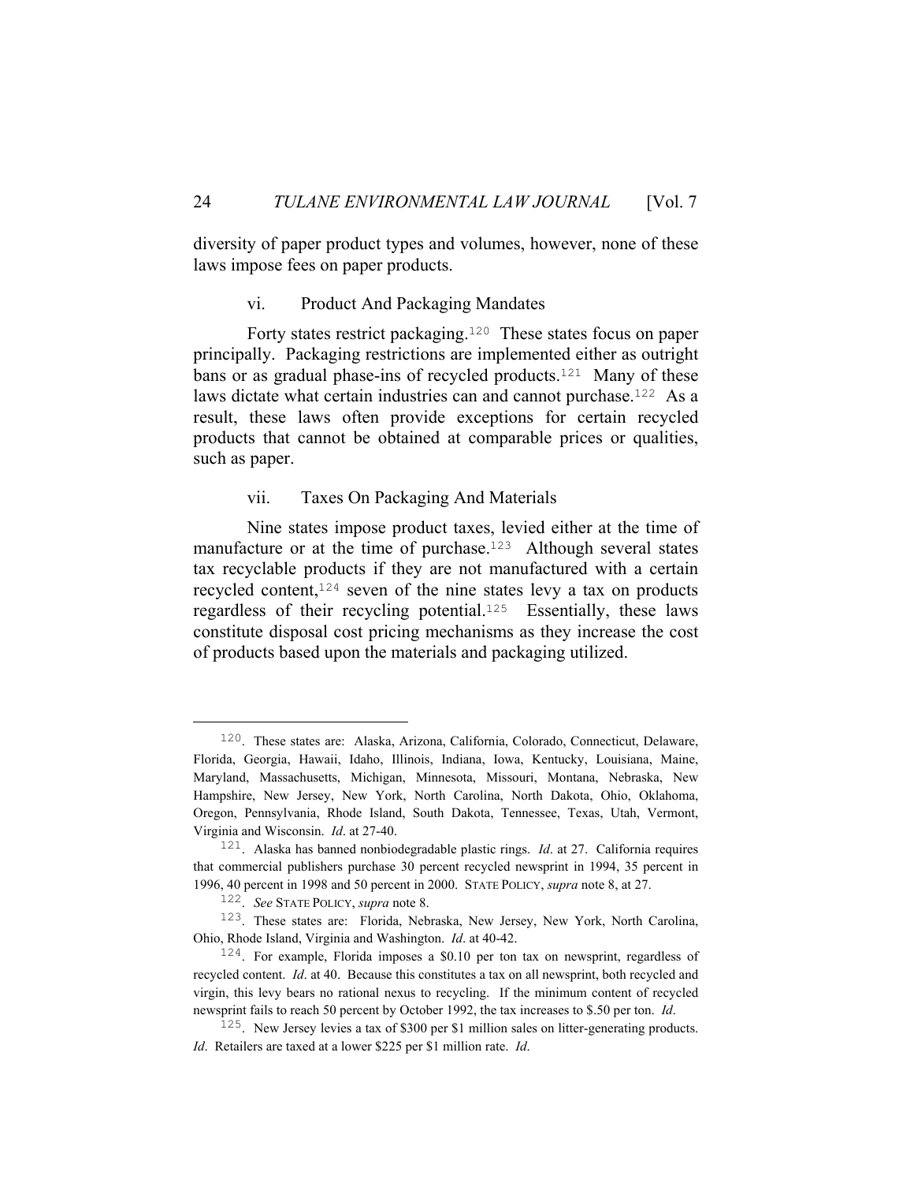diversity of paper product types and volumes, however, none of these laws impose fees on paper products.

### vi. Product And Packaging Mandates

Forty states restrict packaging.[120] These states focus on paper principally. Packaging restrictions are implemented either as outright bans or as gradual phase-ins of recycled products.[121] Many of these laws dictate what certain industries can and cannot purchase.[122] As a result, these laws often provide exceptions for certain recycled products that cannot be obtained at comparable prices or qualities, such as paper.

### vii. Taxes On Packaging And Materials

Nine states impose product taxes, levied either at the time of manufacture or at the time of purchase.[123] Although several states tax recyclable products if they are not manufactured with a certain recycled content,[124] seven of the nine states levy a tax on products regardless of their recycling potential.[125] Essentially, these laws constitute disposal cost pricing mechanisms as they increase the cost of products based upon the materials and packaging utilized.

---

[120]. These states are: Alaska, Arizona, California, Colorado, Connecticut, Delaware, Florida, Georgia, Hawaii, Idaho, Illinois, Indiana, Iowa, Kentucky, Louisiana, Maine, Maryland, Massachusetts, Michigan, Minnesota, Missouri, Montana, Nebraska, New Hampshire, New Jersey, New York, North Carolina, North Dakota, Ohio, Oklahoma, Oregon, Pennsylvania, Rhode Island, South Dakota, Tennessee, Texas, Utah, Vermont, Virginia and Wisconsin. *Id*. at 27-40.

[121]. Alaska has banned nonbiodegradable plastic rings. *Id*. at 27. California requires that commercial publishers purchase 30 percent recycled newsprint in 1994, 35 percent in 1996, 40 percent in 1998 and 50 percent in 2000. STATE POLICY, *supra* note 8, at 27.

[122]. *See* STATE POLICY, *supra* note 8.

[123]. These states are: Florida, Nebraska, New Jersey, New York, North Carolina, Ohio, Rhode Island, Virginia and Washington. *Id*. at 40-42.

[124]. For example, Florida imposes a $0.10 per ton tax on newsprint, regardless of recycled content. *Id*. at 40. Because this constitutes a tax on all newsprint, both recycled and virgin, this levy bears no rational nexus to recycling. If the minimum content of recycled newsprint fails to reach 50 percent by October 1992, the tax increases to $.50 per ton. *Id*.

[125]. New Jersey levies a tax of $300 per $1 million sales on litter-generating products. *Id*. Retailers are taxed at a lower $225 per $1 million rate. *Id*.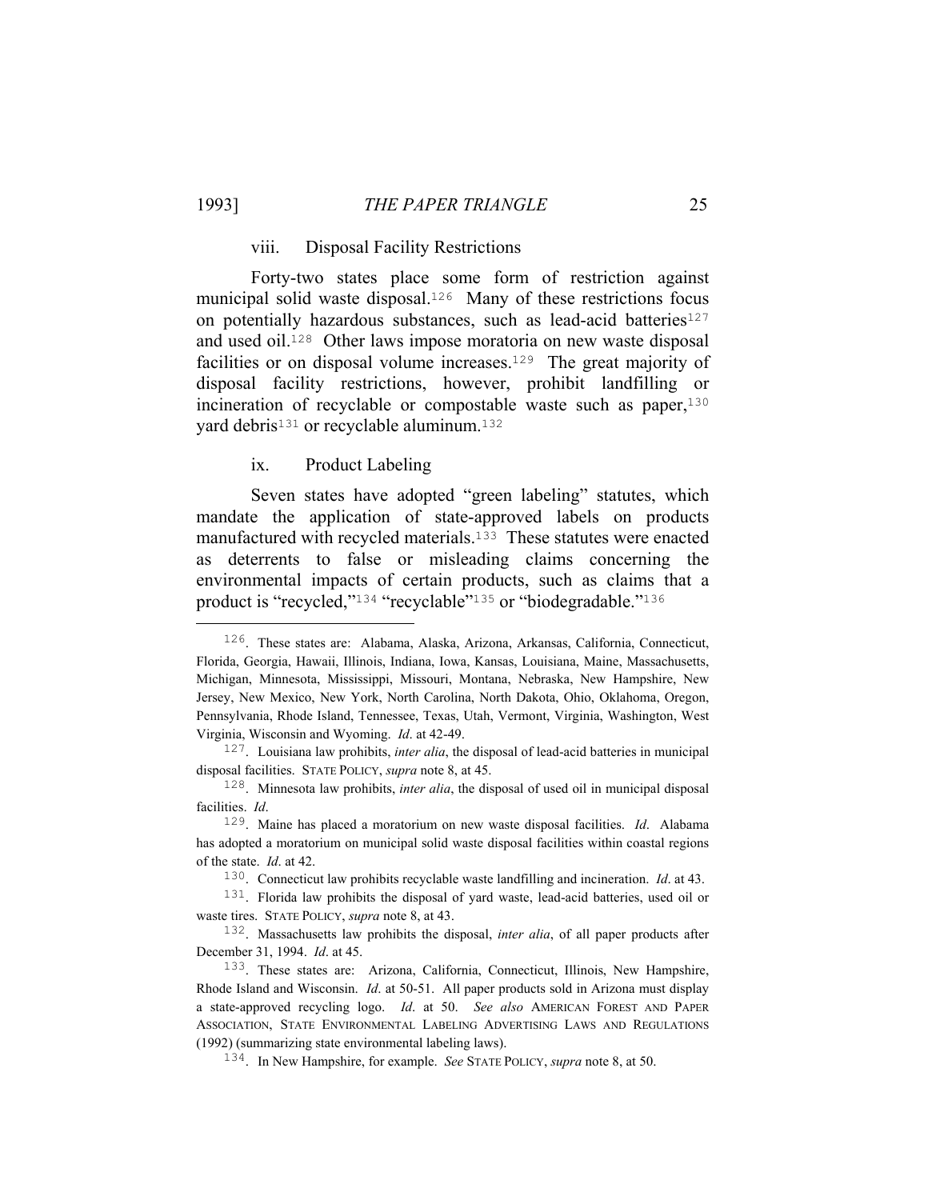#### viii. Disposal Facility Restrictions

Forty-two states place some form of restriction against municipal solid waste disposal.[126] Many of these restrictions focus on potentially hazardous substances, such as lead-acid batteries[127] and used oil.[128] Other laws impose moratoria on new waste disposal facilities or on disposal volume increases.[129] The great majority of disposal facility restrictions, however, prohibit landfilling or incineration of recyclable or compostable waste such as paper,[130] yard debris[131] or recyclable aluminum.[132]

#### ix. Product Labeling

Seven states have adopted "green labeling" statutes, which mandate the application of state-approved labels on products manufactured with recycled materials.[133] These statutes were enacted as deterrents to false or misleading claims concerning the environmental impacts of certain products, such as claims that a product is "recycled,"[134] "recyclable"[135] or "biodegradable."[136]

---

[126]. These states are: Alabama, Alaska, Arizona, Arkansas, California, Connecticut, Florida, Georgia, Hawaii, Illinois, Indiana, Iowa, Kansas, Louisiana, Maine, Massachusetts, Michigan, Minnesota, Mississippi, Missouri, Montana, Nebraska, New Hampshire, New Jersey, New Mexico, New York, North Carolina, North Dakota, Ohio, Oklahoma, Oregon, Pennsylvania, Rhode Island, Tennessee, Texas, Utah, Vermont, Virginia, Washington, West Virginia, Wisconsin and Wyoming. *Id*. at 42-49.

[127]. Louisiana law prohibits, *inter alia*, the disposal of lead-acid batteries in municipal disposal facilities. STATE POLICY, *supra* note 8, at 45.

[128]. Minnesota law prohibits, *inter alia*, the disposal of used oil in municipal disposal facilities. *Id*.

[129]. Maine has placed a moratorium on new waste disposal facilities. *Id*. Alabama has adopted a moratorium on municipal solid waste disposal facilities within coastal regions of the state. *Id*. at 42.

[130]. Connecticut law prohibits recyclable waste landfilling and incineration. *Id*. at 43.

[131]. Florida law prohibits the disposal of yard waste, lead-acid batteries, used oil or waste tires. STATE POLICY, *supra* note 8, at 43.

[132]. Massachusetts law prohibits the disposal, *inter alia*, of all paper products after December 31, 1994. *Id*. at 45.

[133]. These states are: Arizona, California, Connecticut, Illinois, New Hampshire, Rhode Island and Wisconsin. *Id*. at 50-51. All paper products sold in Arizona must display a state-approved recycling logo. *Id*. at 50. *See also* AMERICAN FOREST AND PAPER ASSOCIATION, STATE ENVIRONMENTAL LABELING ADVERTISING LAWS AND REGULATIONS (1992) (summarizing state environmental labeling laws).

[134]. In New Hampshire, for example. *See* STATE POLICY, *supra* note 8, at 50.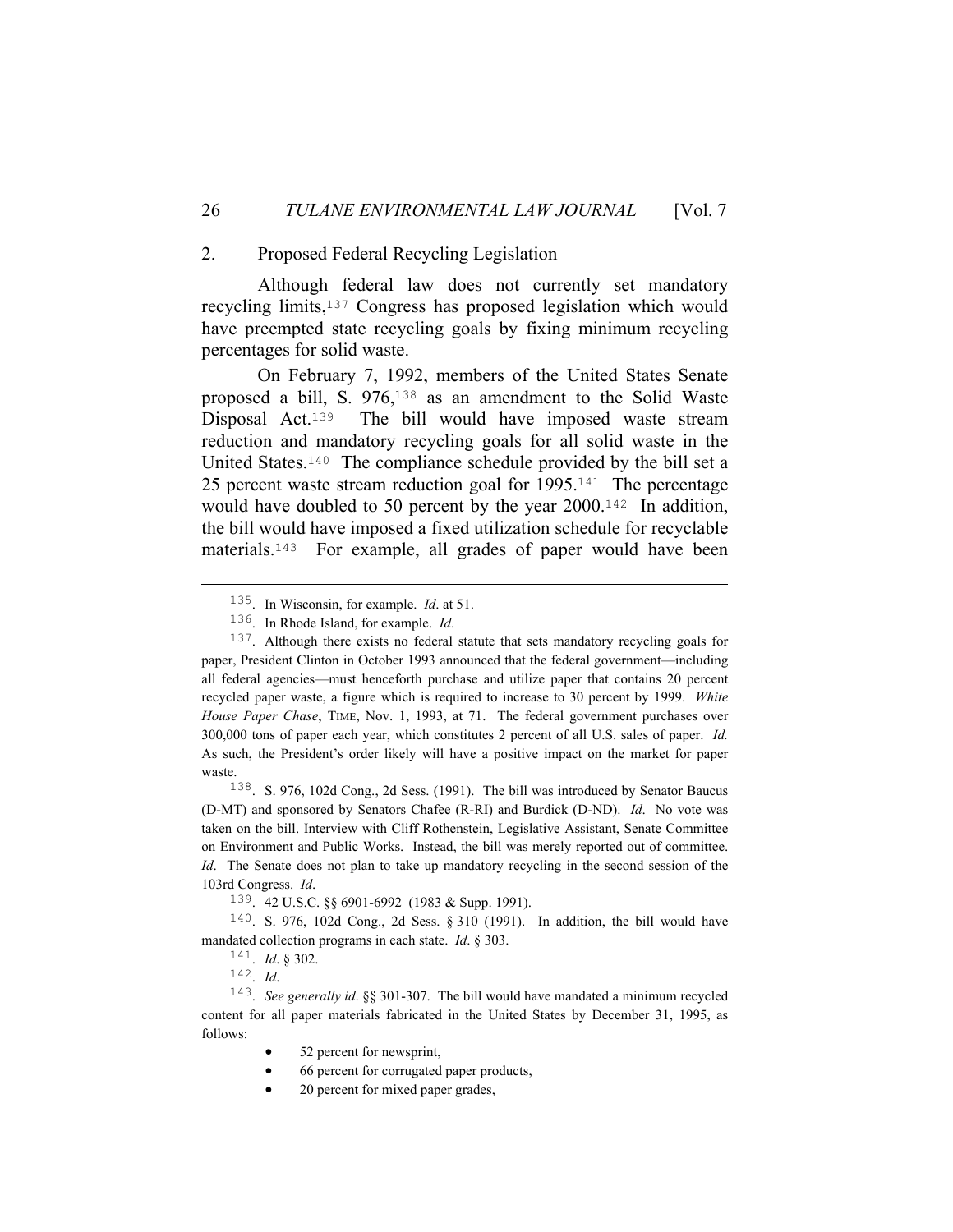## 2. Proposed Federal Recycling Legislation

Although federal law does not currently set mandatory recycling limits,[137] Congress has proposed legislation which would have preempted state recycling goals by fixing minimum recycling percentages for solid waste.

On February 7, 1992, members of the United States Senate proposed a bill, S. 976,[138] as an amendment to the Solid Waste Disposal Act.[139] The bill would have imposed waste stream reduction and mandatory recycling goals for all solid waste in the United States.[140] The compliance schedule provided by the bill set a 25 percent waste stream reduction goal for 1995.[141] The percentage would have doubled to 50 percent by the year 2000.[142] In addition, the bill would have imposed a fixed utilization schedule for recyclable materials.[143] For example, all grades of paper would have been

---

[135]. In Wisconsin, for example. *Id*. at 51.

[136]. In Rhode Island, for example. *Id*.

[137]. Although there exists no federal statute that sets mandatory recycling goals for paper, President Clinton in October 1993 announced that the federal government—including all federal agencies—must henceforth purchase and utilize paper that contains 20 percent recycled paper waste, a figure which is required to increase to 30 percent by 1999. *White House Paper Chase*, TIME, Nov. 1, 1993, at 71. The federal government purchases over 300,000 tons of paper each year, which constitutes 2 percent of all U.S. sales of paper. *Id.* As such, the President's order likely will have a positive impact on the market for paper waste.

[138]. S. 976, 102d Cong., 2d Sess. (1991). The bill was introduced by Senator Baucus (D-MT) and sponsored by Senators Chafee (R-RI) and Burdick (D-ND). *Id*. No vote was taken on the bill. Interview with Cliff Rothenstein, Legislative Assistant, Senate Committee on Environment and Public Works. Instead, the bill was merely reported out of committee. *Id*. The Senate does not plan to take up mandatory recycling in the second session of the 103rd Congress. *Id*.

[139]. 42 U.S.C. §§ 6901-6992 (1983 & Supp. 1991).

[140]. S. 976, 102d Cong., 2d Sess. § 310 (1991). In addition, the bill would have mandated collection programs in each state. *Id*. § 303.

[141]. *Id.* § 302.

[142]. *Id*.

[143]. *See generally id*. §§ 301-307. The bill would have mandated a minimum recycled content for all paper materials fabricated in the United States by December 31, 1995, as follows:

- 52 percent for newsprint,
- 66 percent for corrugated paper products,
- 20 percent for mixed paper grades,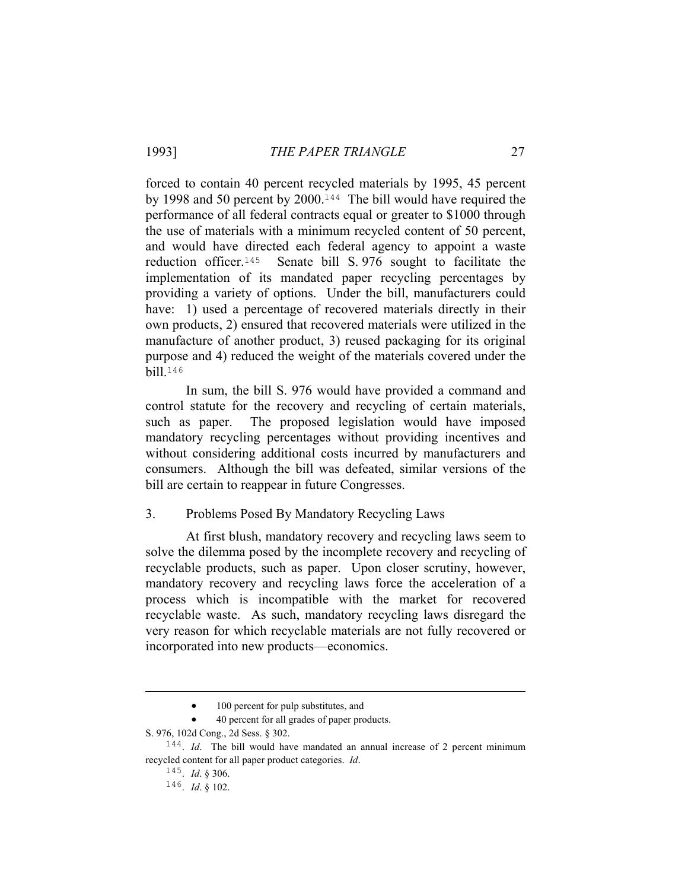forced to contain 40 percent recycled materials by 1995, 45 percent by 1998 and 50 percent by 2000.[144] The bill would have required the performance of all federal contracts equal or greater to $1000 through the use of materials with a minimum recycled content of 50 percent, and would have directed each federal agency to appoint a waste reduction officer.[145] Senate bill S. 976 sought to facilitate the implementation of its mandated paper recycling percentages by providing a variety of options. Under the bill, manufacturers could have: 1) used a percentage of recovered materials directly in their own products, 2) ensured that recovered materials were utilized in the manufacture of another product, 3) reused packaging for its original purpose and 4) reduced the weight of the materials covered under the bill.[146]

In sum, the bill S. 976 would have provided a command and control statute for the recovery and recycling of certain materials, such as paper. The proposed legislation would have imposed mandatory recycling percentages without providing incentives and without considering additional costs incurred by manufacturers and consumers. Although the bill was defeated, similar versions of the bill are certain to reappear in future Congresses.

### 3. Problems Posed By Mandatory Recycling Laws

At first blush, mandatory recovery and recycling laws seem to solve the dilemma posed by the incomplete recovery and recycling of recyclable products, such as paper. Upon closer scrutiny, however, mandatory recovery and recycling laws force the acceleration of a process which is incompatible with the market for recovered recyclable waste. As such, mandatory recycling laws disregard the very reason for which recyclable materials are not fully recovered or incorporated into new products—economics.

---

- 100 percent for pulp substitutes, and
- 40 percent for all grades of paper products.

S. 976, 102d Cong., 2d Sess. § 302.

[144]. *Id*. The bill would have mandated an annual increase of 2 percent minimum recycled content for all paper product categories. *Id*.

[145]. *Id*. § 306.

[146]. *Id*. § 102.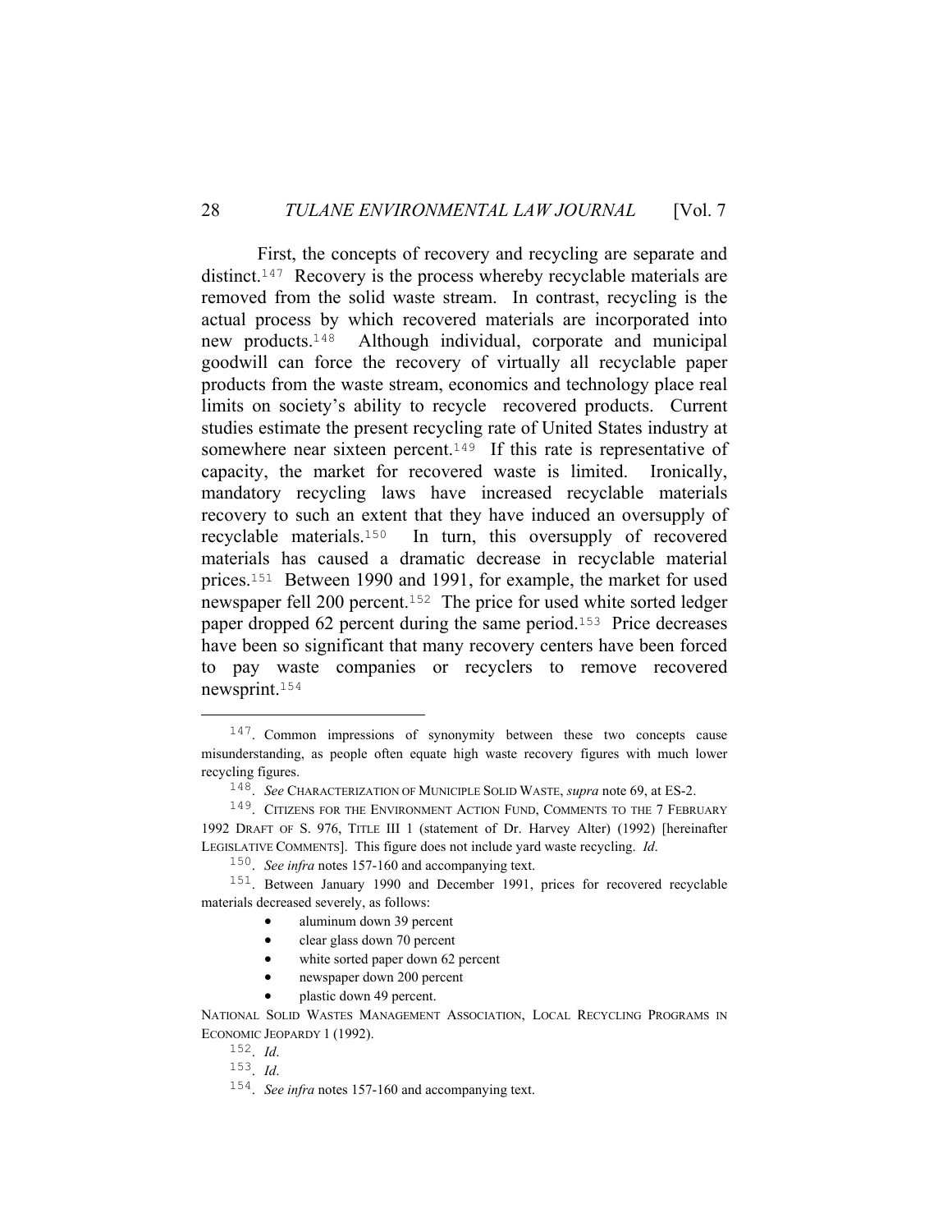First, the concepts of recovery and recycling are separate and distinct.[147] Recovery is the process whereby recyclable materials are removed from the solid waste stream. In contrast, recycling is the actual process by which recovered materials are incorporated into new products.[148] Although individual, corporate and municipal goodwill can force the recovery of virtually all recyclable paper products from the waste stream, economics and technology place real limits on society's ability to recycle recovered products. Current studies estimate the present recycling rate of United States industry at somewhere near sixteen percent.[149] If this rate is representative of capacity, the market for recovered waste is limited. Ironically, mandatory recycling laws have increased recyclable materials recovery to such an extent that they have induced an oversupply of recyclable materials.[150] In turn, this oversupply of recovered materials has caused a dramatic decrease in recyclable material prices.[151] Between 1990 and 1991, for example, the market for used newspaper fell 200 percent.[152] The price for used white sorted ledger paper dropped 62 percent during the same period.[153] Price decreases have been so significant that many recovery centers have been forced to pay waste companies or recyclers to remove recovered newsprint.[154]

---

147. Common impressions of synonymity between these two concepts cause misunderstanding, as people often equate high waste recovery figures with much lower recycling figures.

148. *See* CHARACTERIZATION OF MUNICIPLE SOLID WASTE, *supra* note 69, at ES-2.

149. CITIZENS FOR THE ENVIRONMENT ACTION FUND, COMMENTS TO THE 7 FEBRUARY 1992 DRAFT OF S. 976, TITLE III 1 (statement of Dr. Harvey Alter) (1992) [hereinafter LEGISLATIVE COMMENTS]. This figure does not include yard waste recycling. *Id*.

150. *See infra* notes 157-160 and accompanying text.

151. Between January 1990 and December 1991, prices for recovered recyclable materials decreased severely, as follows:

- aluminum down 39 percent
- clear glass down 70 percent
- white sorted paper down 62 percent
- newspaper down 200 percent
- plastic down 49 percent.

NATIONAL SOLID WASTES MANAGEMENT ASSOCIATION, LOCAL RECYCLING PROGRAMS IN ECONOMIC JEOPARDY 1 (1992).

152. *Id*.

153. *Id*.

154. *See infra* notes 157-160 and accompanying text.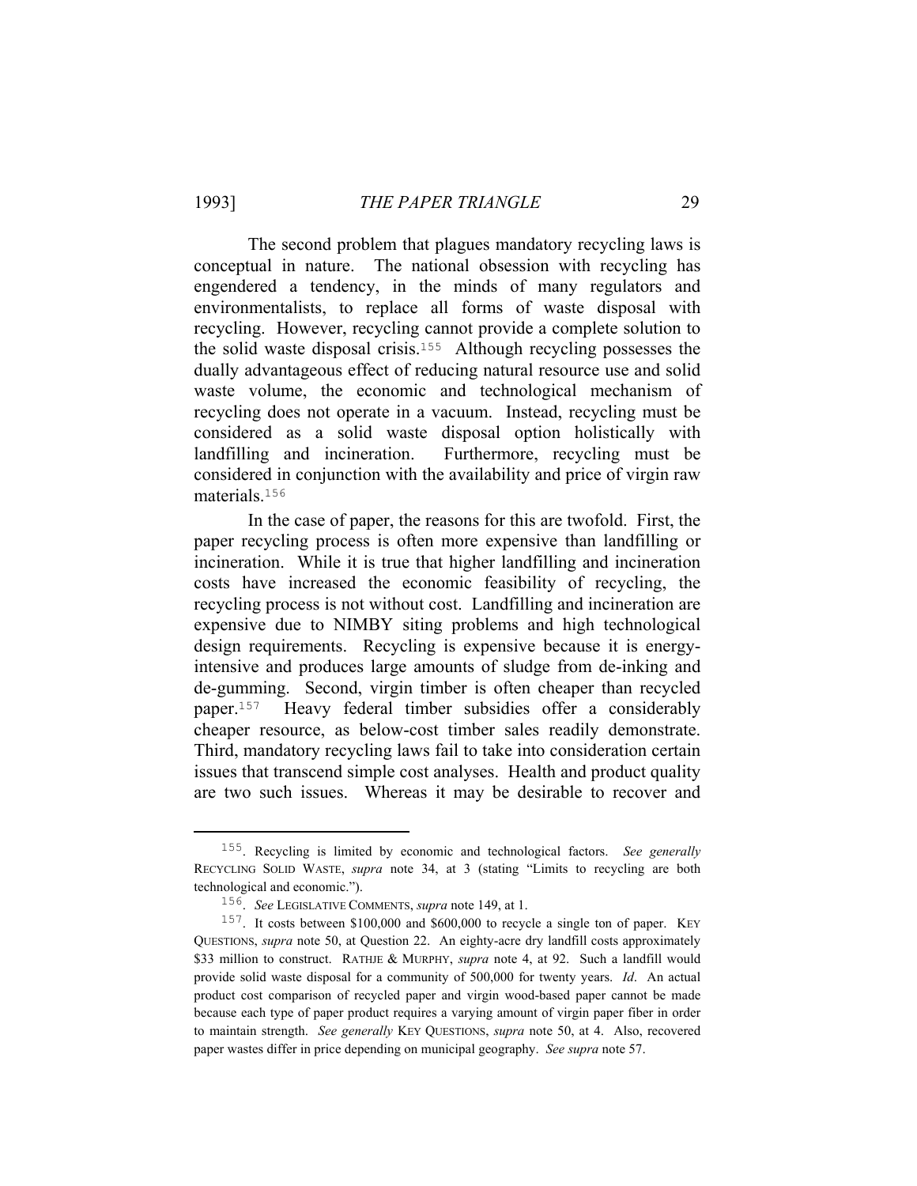The second problem that plagues mandatory recycling laws is conceptual in nature. The national obsession with recycling has engendered a tendency, in the minds of many regulators and environmentalists, to replace all forms of waste disposal with recycling. However, recycling cannot provide a complete solution to the solid waste disposal crisis.[155] Although recycling possesses the dually advantageous effect of reducing natural resource use and solid waste volume, the economic and technological mechanism of recycling does not operate in a vacuum. Instead, recycling must be considered as a solid waste disposal option holistically with landfilling and incineration. Furthermore, recycling must be considered in conjunction with the availability and price of virgin raw materials.[156]

In the case of paper, the reasons for this are twofold. First, the paper recycling process is often more expensive than landfilling or incineration. While it is true that higher landfilling and incineration costs have increased the economic feasibility of recycling, the recycling process is not without cost. Landfilling and incineration are expensive due to NIMBY siting problems and high technological design requirements. Recycling is expensive because it is energy-intensive and produces large amounts of sludge from de-inking and de-gumming. Second, virgin timber is often cheaper than recycled paper.[157] Heavy federal timber subsidies offer a considerably cheaper resource, as below-cost timber sales readily demonstrate. Third, mandatory recycling laws fail to take into consideration certain issues that transcend simple cost analyses. Health and product quality are two such issues. Whereas it may be desirable to recover and

---

[155]. Recycling is limited by economic and technological factors. *See generally* RECYCLING SOLID WASTE, *supra* note 34, at 3 (stating "Limits to recycling are both technological and economic.").

[156]. *See* LEGISLATIVE COMMENTS, *supra* note 149, at 1.

[157]. It costs between \$100,000 and \$600,000 to recycle a single ton of paper. KEY QUESTIONS, *supra* note 50, at Question 22. An eighty-acre dry landfill costs approximately \$33 million to construct. RATHJE & MURPHY, *supra* note 4, at 92. Such a landfill would provide solid waste disposal for a community of 500,000 for twenty years. *Id*. An actual product cost comparison of recycled paper and virgin wood-based paper cannot be made because each type of paper product requires a varying amount of virgin paper fiber in order to maintain strength. *See generally* KEY QUESTIONS, *supra* note 50, at 4. Also, recovered paper wastes differ in price depending on municipal geography. *See supra* note 57.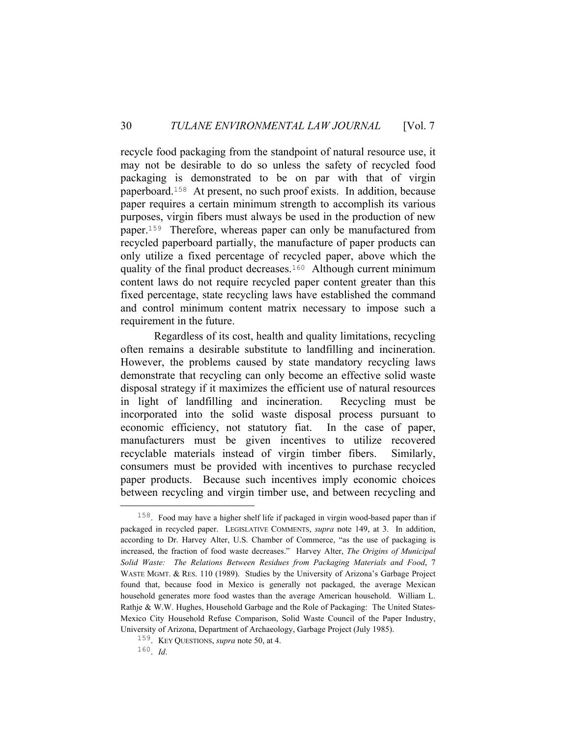recycle food packaging from the standpoint of natural resource use, it may not be desirable to do so unless the safety of recycled food packaging is demonstrated to be on par with that of virgin paperboard.[158] At present, no such proof exists. In addition, because paper requires a certain minimum strength to accomplish its various purposes, virgin fibers must always be used in the production of new paper.[159] Therefore, whereas paper can only be manufactured from recycled paperboard partially, the manufacture of paper products can only utilize a fixed percentage of recycled paper, above which the quality of the final product decreases.[160] Although current minimum content laws do not require recycled paper content greater than this fixed percentage, state recycling laws have established the command and control minimum content matrix necessary to impose such a requirement in the future.

Regardless of its cost, health and quality limitations, recycling often remains a desirable substitute to landfilling and incineration. However, the problems caused by state mandatory recycling laws demonstrate that recycling can only become an effective solid waste disposal strategy if it maximizes the efficient use of natural resources in light of landfilling and incineration. Recycling must be incorporated into the solid waste disposal process pursuant to economic efficiency, not statutory fiat. In the case of paper, manufacturers must be given incentives to utilize recovered recyclable materials instead of virgin timber fibers. Similarly, consumers must be provided with incentives to purchase recycled paper products. Because such incentives imply economic choices between recycling and virgin timber use, and between recycling and

---

158. Food may have a higher shelf life if packaged in virgin wood-based paper than if packaged in recycled paper. LEGISLATIVE COMMENTS, *supra* note 149, at 3. In addition, according to Dr. Harvey Alter, U.S. Chamber of Commerce, "as the use of packaging is increased, the fraction of food waste decreases." Harvey Alter, *The Origins of Municipal Solid Waste: The Relations Between Residues from Packaging Materials and Food*, 7 WASTE MGMT. & RES. 110 (1989). Studies by the University of Arizona's Garbage Project found that, because food in Mexico is generally not packaged, the average Mexican household generates more food wastes than the average American household. William L. Rathje & W.W. Hughes, Household Garbage and the Role of Packaging: The United States-Mexico City Household Refuse Comparison, Solid Waste Council of the Paper Industry, University of Arizona, Department of Archaeology, Garbage Project (July 1985).

159. KEY QUESTIONS, *supra* note 50, at 4.

160. *Id.*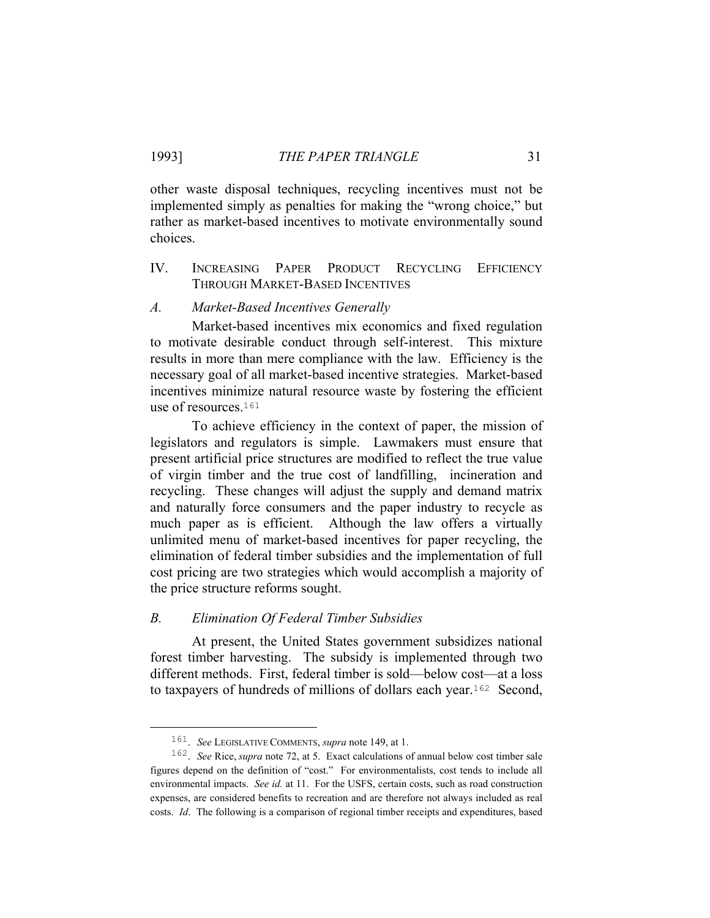other waste disposal techniques, recycling incentives must not be implemented simply as penalties for making the "wrong choice," but rather as market-based incentives to motivate environmentally sound choices.

## IV. Increasing Paper Product Recycling Efficiency Through Market-Based Incentives

### *A. Market-Based Incentives Generally*

Market-based incentives mix economics and fixed regulation to motivate desirable conduct through self-interest. This mixture results in more than mere compliance with the law. Efficiency is the necessary goal of all market-based incentive strategies. Market-based incentives minimize natural resource waste by fostering the efficient use of resources.[161]

To achieve efficiency in the context of paper, the mission of legislators and regulators is simple. Lawmakers must ensure that present artificial price structures are modified to reflect the true value of virgin timber and the true cost of landfilling, incineration and recycling. These changes will adjust the supply and demand matrix and naturally force consumers and the paper industry to recycle as much paper as is efficient. Although the law offers a virtually unlimited menu of market-based incentives for paper recycling, the elimination of federal timber subsidies and the implementation of full cost pricing are two strategies which would accomplish a majority of the price structure reforms sought.

### *B. Elimination Of Federal Timber Subsidies*

At present, the United States government subsidizes national forest timber harvesting. The subsidy is implemented through two different methods. First, federal timber is sold—below cost—at a loss to taxpayers of hundreds of millions of dollars each year.[162] Second,

---

[161]. *See* Legislative Comments, *supra* note 149, at 1.

[162]. *See* Rice, *supra* note 72, at 5. Exact calculations of annual below cost timber sale figures depend on the definition of "cost." For environmentalists, cost tends to include all environmental impacts. *See id.* at 11. For the USFS, certain costs, such as road construction expenses, are considered benefits to recreation and are therefore not always included as real costs. *Id*. The following is a comparison of regional timber receipts and expenditures, based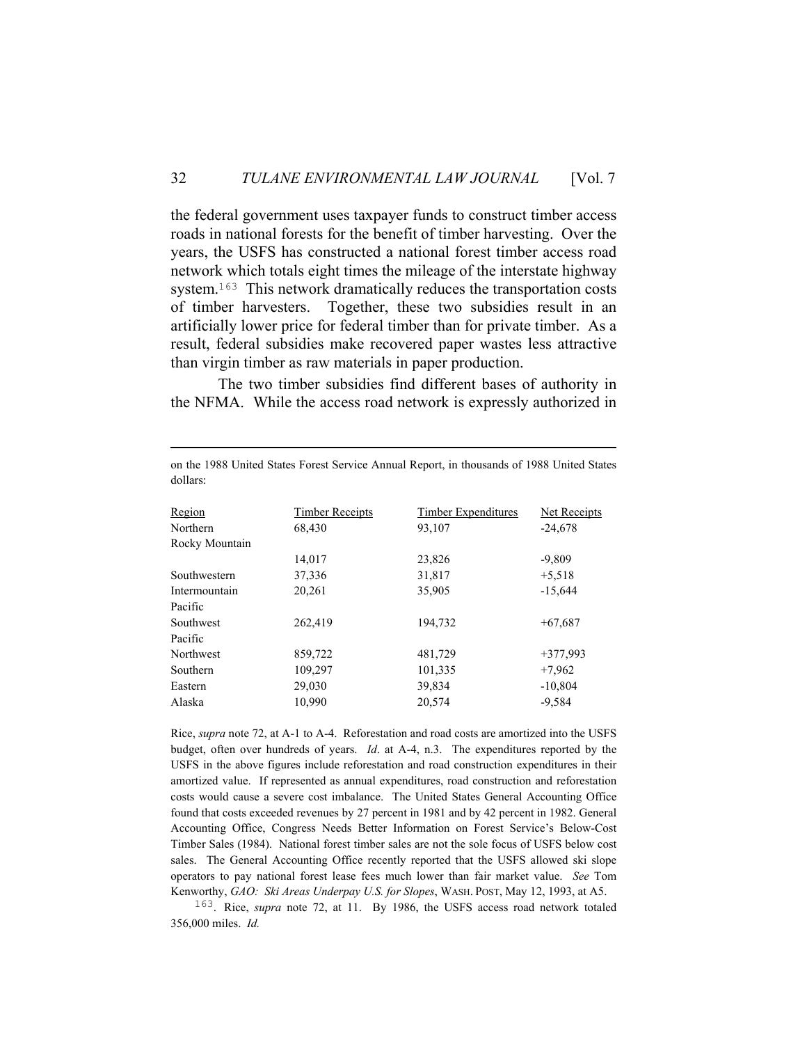the federal government uses taxpayer funds to construct timber access roads in national forests for the benefit of timber harvesting. Over the years, the USFS has constructed a national forest timber access road network which totals eight times the mileage of the interstate highway system.[163] This network dramatically reduces the transportation costs of timber harvesters. Together, these two subsidies result in an artificially lower price for federal timber than for private timber. As a result, federal subsidies make recovered paper wastes less attractive than virgin timber as raw materials in paper production.

The two timber subsidies find different bases of authority in the NFMA. While the access road network is expressly authorized in

---

on the 1988 United States Forest Service Annual Report, in thousands of 1988 United States dollars:

| Region | Timber Receipts | Timber Expenditures | Net Receipts |
|---|---|---|---|
| Northern | 68,430 | 93,107 | -24,678 |
| Rocky Mountain | 14,017 | 23,826 | -9,809 |
| Southwestern | 37,336 | 31,817 | +5,518 |
| Intermountain | 20,261 | 35,905 | -15,644 |
| Pacific Southwest | 262,419 | 194,732 | +67,687 |
| Pacific Northwest | 859,722 | 481,729 | +377,993 |
| Southern | 109,297 | 101,335 | +7,962 |
| Eastern | 29,030 | 39,834 | -10,804 |
| Alaska | 10,990 | 20,574 | -9,584 |

Rice, *supra* note 72, at A-1 to A-4. Reforestation and road costs are amortized into the USFS budget, often over hundreds of years. *Id*. at A-4, n.3. The expenditures reported by the USFS in the above figures include reforestation and road construction expenditures in their amortized value. If represented as annual expenditures, road construction and reforestation costs would cause a severe cost imbalance. The United States General Accounting Office found that costs exceeded revenues by 27 percent in 1981 and by 42 percent in 1982. General Accounting Office, Congress Needs Better Information on Forest Service's Below-Cost Timber Sales (1984). National forest timber sales are not the sole focus of USFS below cost sales. The General Accounting Office recently reported that the USFS allowed ski slope operators to pay national forest lease fees much lower than fair market value. *See* Tom Kenworthy, *GAO: Ski Areas Underpay U.S. for Slopes*, WASH. POST, May 12, 1993, at A5.

[163]. Rice, *supra* note 72, at 11. By 1986, the USFS access road network totaled 356,000 miles. *Id.*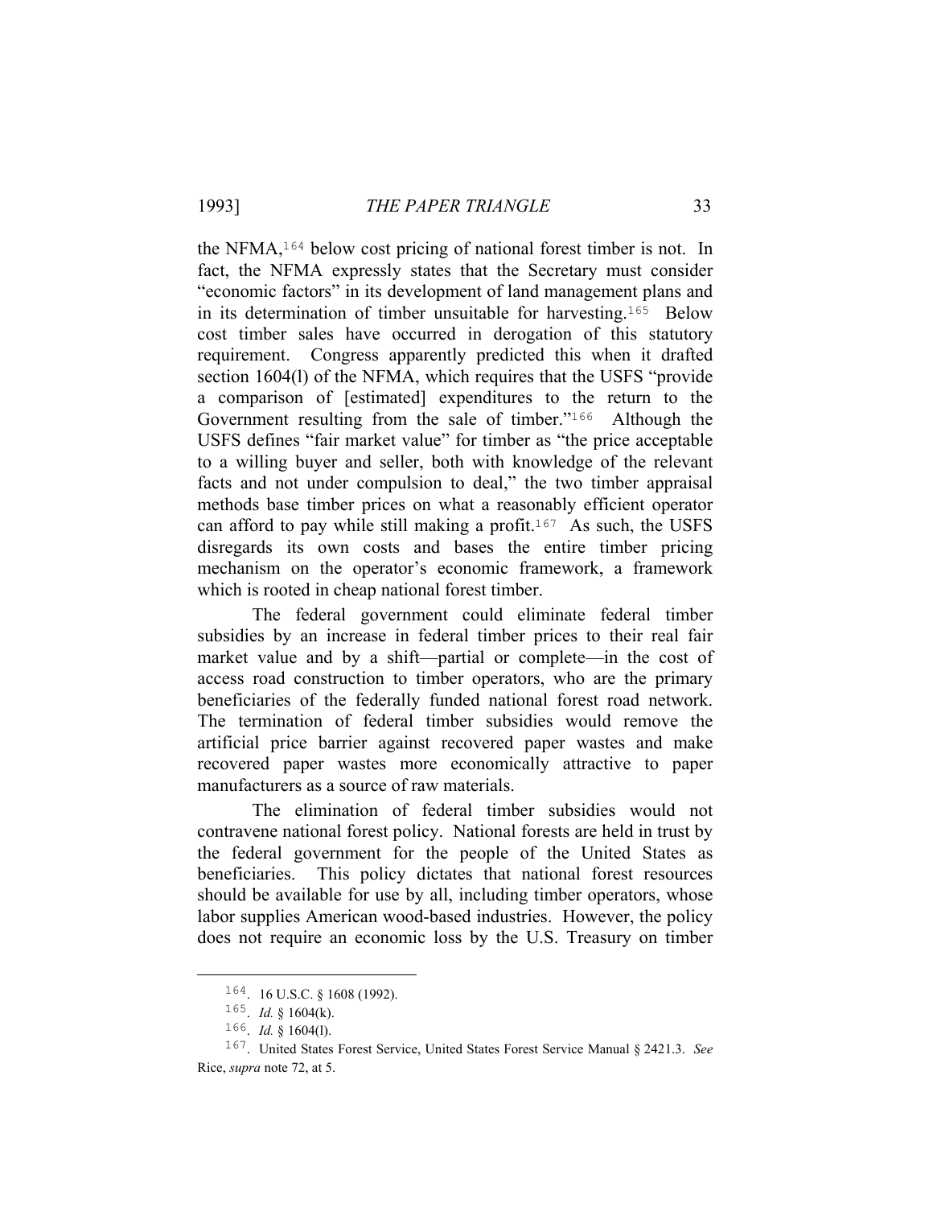the NFMA,[164] below cost pricing of national forest timber is not. In fact, the NFMA expressly states that the Secretary must consider "economic factors" in its development of land management plans and in its determination of timber unsuitable for harvesting.[165] Below cost timber sales have occurred in derogation of this statutory requirement. Congress apparently predicted this when it drafted section 1604(l) of the NFMA, which requires that the USFS "provide a comparison of [estimated] expenditures to the return to the Government resulting from the sale of timber."[166] Although the USFS defines "fair market value" for timber as "the price acceptable to a willing buyer and seller, both with knowledge of the relevant facts and not under compulsion to deal," the two timber appraisal methods base timber prices on what a reasonably efficient operator can afford to pay while still making a profit.[167] As such, the USFS disregards its own costs and bases the entire timber pricing mechanism on the operator's economic framework, a framework which is rooted in cheap national forest timber.

The federal government could eliminate federal timber subsidies by an increase in federal timber prices to their real fair market value and by a shift—partial or complete—in the cost of access road construction to timber operators, who are the primary beneficiaries of the federally funded national forest road network. The termination of federal timber subsidies would remove the artificial price barrier against recovered paper wastes and make recovered paper wastes more economically attractive to paper manufacturers as a source of raw materials.

The elimination of federal timber subsidies would not contravene national forest policy. National forests are held in trust by the federal government for the people of the United States as beneficiaries. This policy dictates that national forest resources should be available for use by all, including timber operators, whose labor supplies American wood-based industries. However, the policy does not require an economic loss by the U.S. Treasury on timber

---

164. 16 U.S.C. § 1608 (1992).

165. *Id.* § 1604(k).

166. *Id.* § 1604(l).

167. United States Forest Service, United States Forest Service Manual § 2421.3. *See* Rice, *supra* note 72, at 5.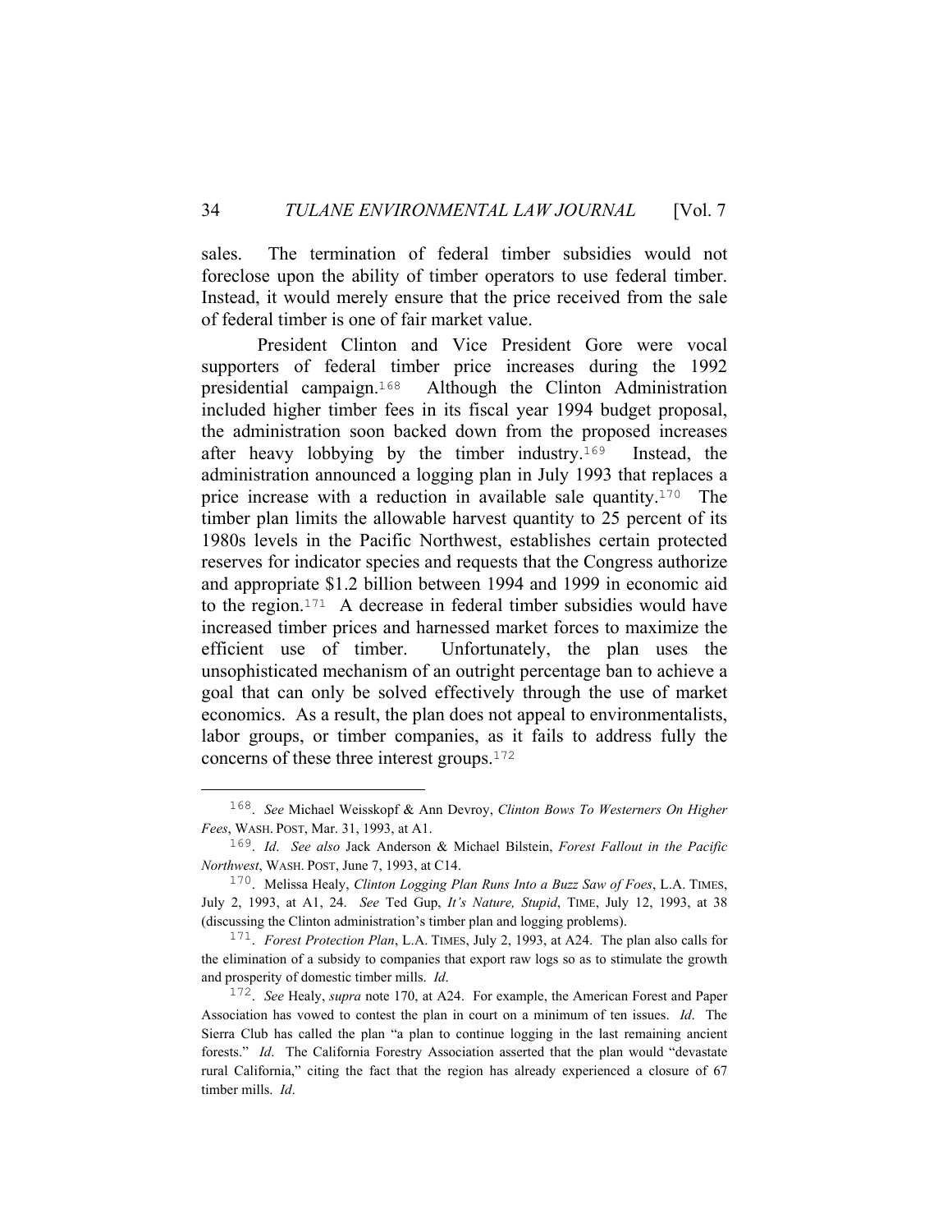sales. The termination of federal timber subsidies would not foreclose upon the ability of timber operators to use federal timber. Instead, it would merely ensure that the price received from the sale of federal timber is one of fair market value.

President Clinton and Vice President Gore were vocal supporters of federal timber price increases during the 1992 presidential campaign.[168] Although the Clinton Administration included higher timber fees in its fiscal year 1994 budget proposal, the administration soon backed down from the proposed increases after heavy lobbying by the timber industry.[169] Instead, the administration announced a logging plan in July 1993 that replaces a price increase with a reduction in available sale quantity.[170] The timber plan limits the allowable harvest quantity to 25 percent of its 1980s levels in the Pacific Northwest, establishes certain protected reserves for indicator species and requests that the Congress authorize and appropriate $1.2 billion between 1994 and 1999 in economic aid to the region.[171] A decrease in federal timber subsidies would have increased timber prices and harnessed market forces to maximize the efficient use of timber. Unfortunately, the plan uses the unsophisticated mechanism of an outright percentage ban to achieve a goal that can only be solved effectively through the use of market economics. As a result, the plan does not appeal to environmentalists, labor groups, or timber companies, as it fails to address fully the concerns of these three interest groups.[172]

---

168. *See* Michael Weisskopf & Ann Devroy, *Clinton Bows To Westerners On Higher Fees*, WASH. POST, Mar. 31, 1993, at A1.

169. *Id*. *See also* Jack Anderson & Michael Bilstein, *Forest Fallout in the Pacific Northwest*, WASH. POST, June 7, 1993, at C14.

170. Melissa Healy, *Clinton Logging Plan Runs Into a Buzz Saw of Foes*, L.A. TIMES, July 2, 1993, at A1, 24. *See* Ted Gup, *It's Nature, Stupid*, TIME, July 12, 1993, at 38 (discussing the Clinton administration's timber plan and logging problems).

171. *Forest Protection Plan*, L.A. TIMES, July 2, 1993, at A24. The plan also calls for the elimination of a subsidy to companies that export raw logs so as to stimulate the growth and prosperity of domestic timber mills. *Id*.

172. *See* Healy, *supra* note 170, at A24. For example, the American Forest and Paper Association has vowed to contest the plan in court on a minimum of ten issues. *Id*. The Sierra Club has called the plan "a plan to continue logging in the last remaining ancient forests." *Id*. The California Forestry Association asserted that the plan would "devastate rural California," citing the fact that the region has already experienced a closure of 67 timber mills. *Id*.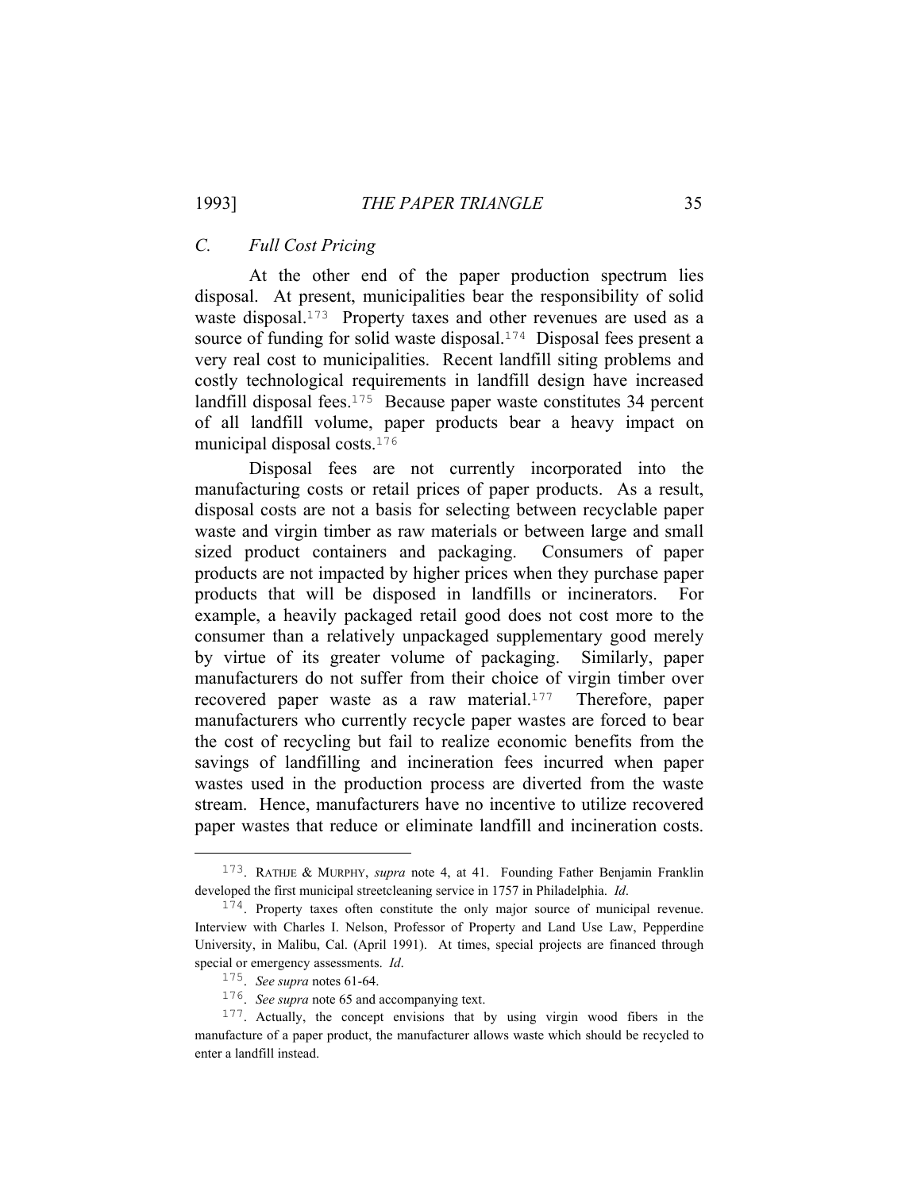### *C. Full Cost Pricing*

At the other end of the paper production spectrum lies disposal. At present, municipalities bear the responsibility of solid waste disposal.[173] Property taxes and other revenues are used as a source of funding for solid waste disposal.[174] Disposal fees present a very real cost to municipalities. Recent landfill siting problems and costly technological requirements in landfill design have increased landfill disposal fees.[175] Because paper waste constitutes 34 percent of all landfill volume, paper products bear a heavy impact on municipal disposal costs.[176]

Disposal fees are not currently incorporated into the manufacturing costs or retail prices of paper products. As a result, disposal costs are not a basis for selecting between recyclable paper waste and virgin timber as raw materials or between large and small sized product containers and packaging. Consumers of paper products are not impacted by higher prices when they purchase paper products that will be disposed in landfills or incinerators. For example, a heavily packaged retail good does not cost more to the consumer than a relatively unpackaged supplementary good merely by virtue of its greater volume of packaging. Similarly, paper manufacturers do not suffer from their choice of virgin timber over recovered paper waste as a raw material.[177] Therefore, paper manufacturers who currently recycle paper wastes are forced to bear the cost of recycling but fail to realize economic benefits from the savings of landfilling and incineration fees incurred when paper wastes used in the production process are diverted from the waste stream. Hence, manufacturers have no incentive to utilize recovered paper wastes that reduce or eliminate landfill and incineration costs.

---

173. RATHJE & MURPHY, *supra* note 4, at 41. Founding Father Benjamin Franklin developed the first municipal streetcleaning service in 1757 in Philadelphia. *Id*.

174. Property taxes often constitute the only major source of municipal revenue. Interview with Charles I. Nelson, Professor of Property and Land Use Law, Pepperdine University, in Malibu, Cal. (April 1991). At times, special projects are financed through special or emergency assessments. *Id*.

175. *See supra* notes 61-64.

176. *See supra* note 65 and accompanying text.

177. Actually, the concept envisions that by using virgin wood fibers in the manufacture of a paper product, the manufacturer allows waste which should be recycled to enter a landfill instead.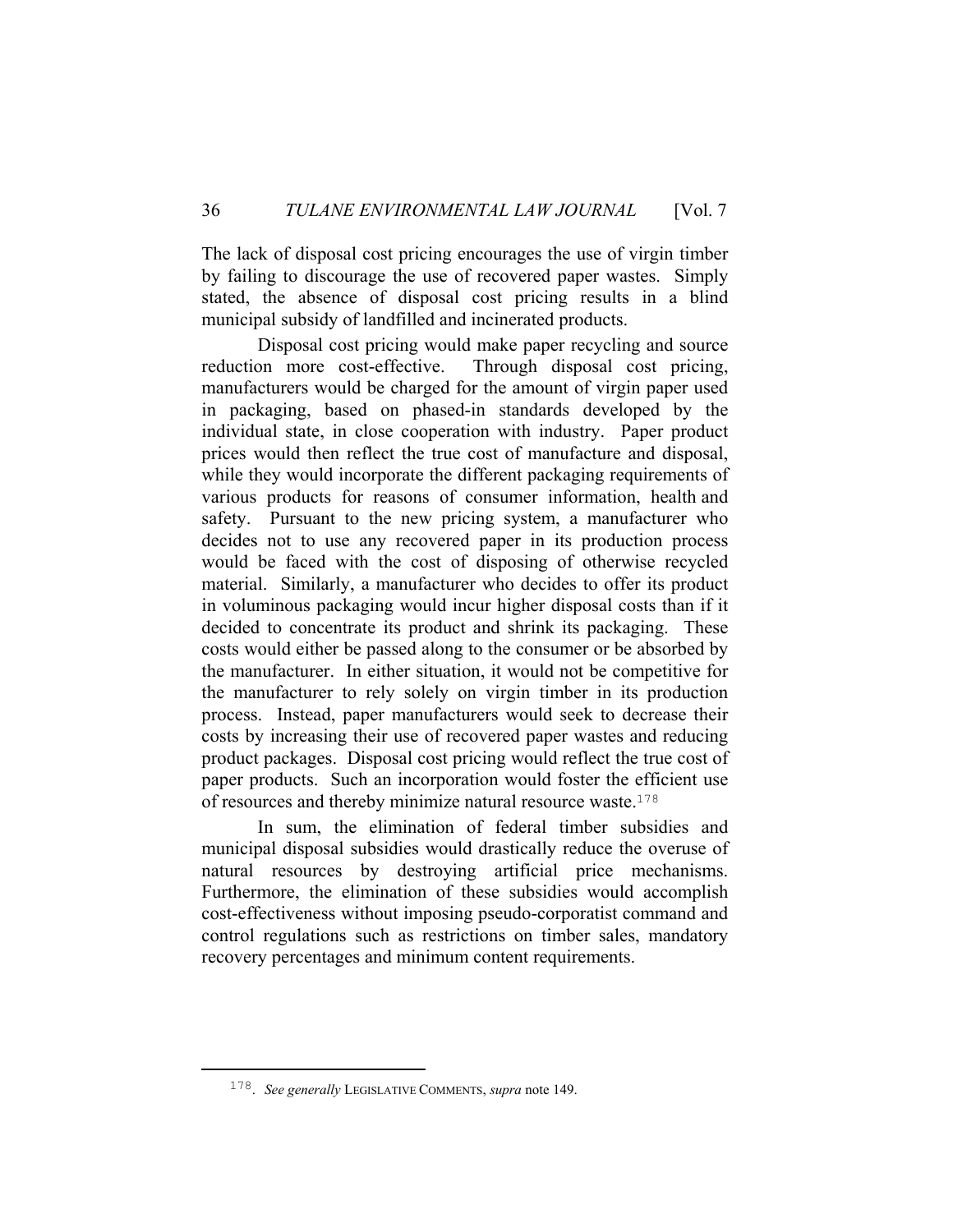The lack of disposal cost pricing encourages the use of virgin timber by failing to discourage the use of recovered paper wastes. Simply stated, the absence of disposal cost pricing results in a blind municipal subsidy of landfilled and incinerated products.

Disposal cost pricing would make paper recycling and source reduction more cost-effective. Through disposal cost pricing, manufacturers would be charged for the amount of virgin paper used in packaging, based on phased-in standards developed by the individual state, in close cooperation with industry. Paper product prices would then reflect the true cost of manufacture and disposal, while they would incorporate the different packaging requirements of various products for reasons of consumer information, health and safety. Pursuant to the new pricing system, a manufacturer who decides not to use any recovered paper in its production process would be faced with the cost of disposing of otherwise recycled material. Similarly, a manufacturer who decides to offer its product in voluminous packaging would incur higher disposal costs than if it decided to concentrate its product and shrink its packaging. These costs would either be passed along to the consumer or be absorbed by the manufacturer. In either situation, it would not be competitive for the manufacturer to rely solely on virgin timber in its production process. Instead, paper manufacturers would seek to decrease their costs by increasing their use of recovered paper wastes and reducing product packages. Disposal cost pricing would reflect the true cost of paper products. Such an incorporation would foster the efficient use of resources and thereby minimize natural resource waste.[178]

In sum, the elimination of federal timber subsidies and municipal disposal subsidies would drastically reduce the overuse of natural resources by destroying artificial price mechanisms. Furthermore, the elimination of these subsidies would accomplish cost-effectiveness without imposing pseudo-corporatist command and control regulations such as restrictions on timber sales, mandatory recovery percentages and minimum content requirements.

---

178. *See generally* LEGISLATIVE COMMENTS, *supra* note 149.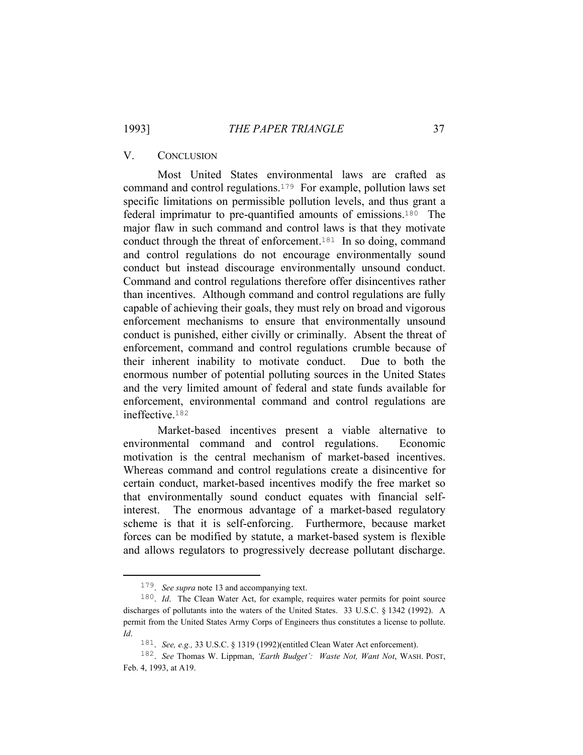## V. Conclusion

Most United States environmental laws are crafted as command and control regulations.[179] For example, pollution laws set specific limitations on permissible pollution levels, and thus grant a federal imprimatur to pre-quantified amounts of emissions.[180] The major flaw in such command and control laws is that they motivate conduct through the threat of enforcement.[181] In so doing, command and control regulations do not encourage environmentally sound conduct but instead discourage environmentally unsound conduct. Command and control regulations therefore offer disincentives rather than incentives. Although command and control regulations are fully capable of achieving their goals, they must rely on broad and vigorous enforcement mechanisms to ensure that environmentally unsound conduct is punished, either civilly or criminally. Absent the threat of enforcement, command and control regulations crumble because of their inherent inability to motivate conduct. Due to both the enormous number of potential polluting sources in the United States and the very limited amount of federal and state funds available for enforcement, environmental command and control regulations are ineffective.[182]

Market-based incentives present a viable alternative to environmental command and control regulations. Economic motivation is the central mechanism of market-based incentives. Whereas command and control regulations create a disincentive for certain conduct, market-based incentives modify the free market so that environmentally sound conduct equates with financial self-interest. The enormous advantage of a market-based regulatory scheme is that it is self-enforcing. Furthermore, because market forces can be modified by statute, a market-based system is flexible and allows regulators to progressively decrease pollutant discharge.

---

179. *See supra* note 13 and accompanying text.

180. *Id*. The Clean Water Act, for example, requires water permits for point source discharges of pollutants into the waters of the United States. 33 U.S.C. § 1342 (1992). A permit from the United States Army Corps of Engineers thus constitutes a license to pollute. *Id*.

181. *See, e.g.,* 33 U.S.C. § 1319 (1992)(entitled Clean Water Act enforcement).

182. *See* Thomas W. Lippman, *'Earth Budget': Waste Not, Want Not*, WASH. POST, Feb. 4, 1993, at A19.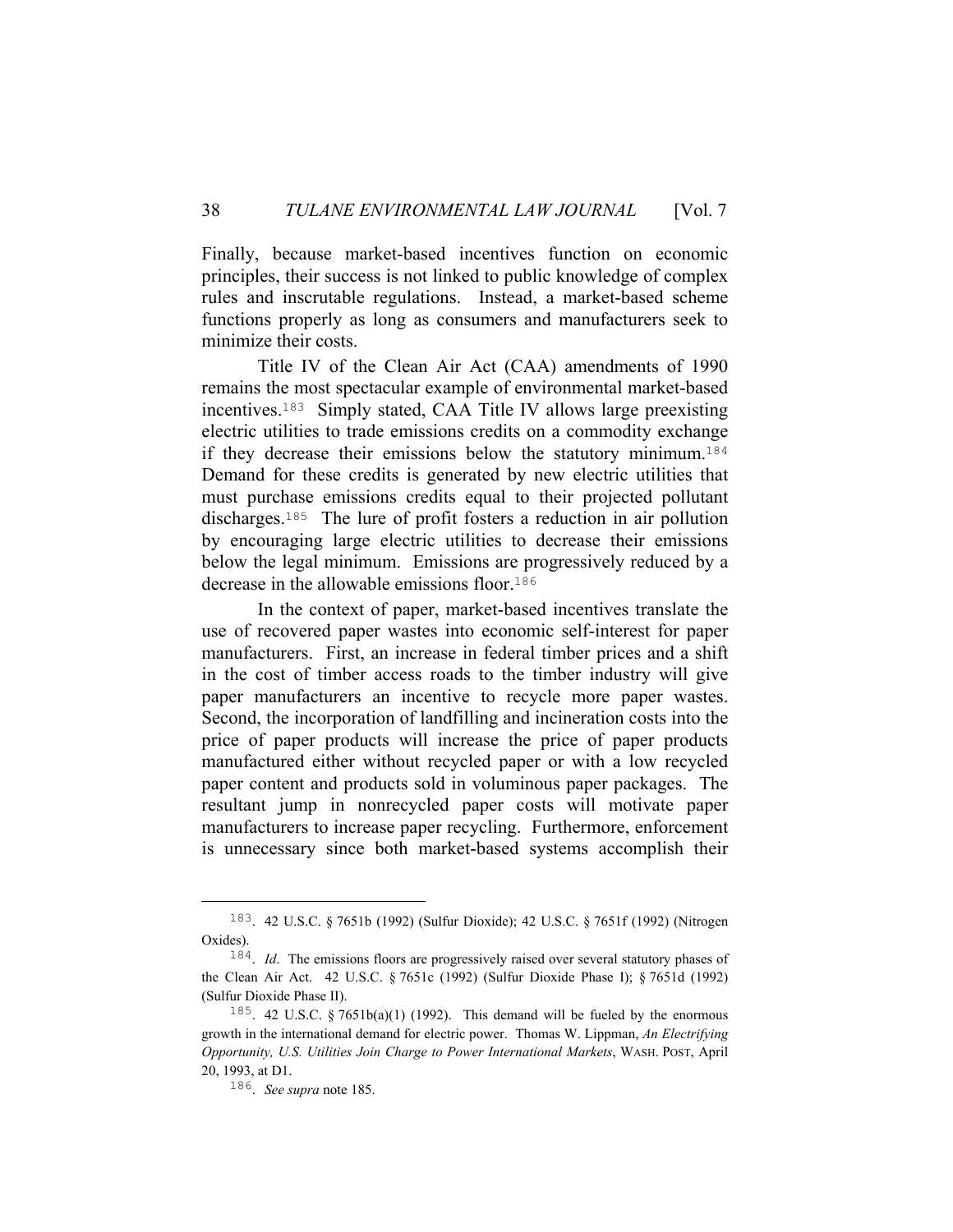Finally, because market-based incentives function on economic principles, their success is not linked to public knowledge of complex rules and inscrutable regulations. Instead, a market-based scheme functions properly as long as consumers and manufacturers seek to minimize their costs.

Title IV of the Clean Air Act (CAA) amendments of 1990 remains the most spectacular example of environmental market-based incentives.[183] Simply stated, CAA Title IV allows large preexisting electric utilities to trade emissions credits on a commodity exchange if they decrease their emissions below the statutory minimum.[184] Demand for these credits is generated by new electric utilities that must purchase emissions credits equal to their projected pollutant discharges.[185] The lure of profit fosters a reduction in air pollution by encouraging large electric utilities to decrease their emissions below the legal minimum. Emissions are progressively reduced by a decrease in the allowable emissions floor.[186]

In the context of paper, market-based incentives translate the use of recovered paper wastes into economic self-interest for paper manufacturers. First, an increase in federal timber prices and a shift in the cost of timber access roads to the timber industry will give paper manufacturers an incentive to recycle more paper wastes. Second, the incorporation of landfilling and incineration costs into the price of paper products will increase the price of paper products manufactured either without recycled paper or with a low recycled paper content and products sold in voluminous paper packages. The resultant jump in nonrecycled paper costs will motivate paper manufacturers to increase paper recycling. Furthermore, enforcement is unnecessary since both market-based systems accomplish their

---

183. 42 U.S.C. § 7651b (1992) (Sulfur Dioxide); 42 U.S.C. § 7651f (1992) (Nitrogen Oxides).

184. *Id*. The emissions floors are progressively raised over several statutory phases of the Clean Air Act. 42 U.S.C. § 7651c (1992) (Sulfur Dioxide Phase I); § 7651d (1992) (Sulfur Dioxide Phase II).

185. 42 U.S.C. § 7651b(a)(1) (1992). This demand will be fueled by the enormous growth in the international demand for electric power. Thomas W. Lippman, *An Electrifying Opportunity, U.S. Utilities Join Charge to Power International Markets*, WASH. POST, April 20, 1993, at D1.

186. *See supra* note 185.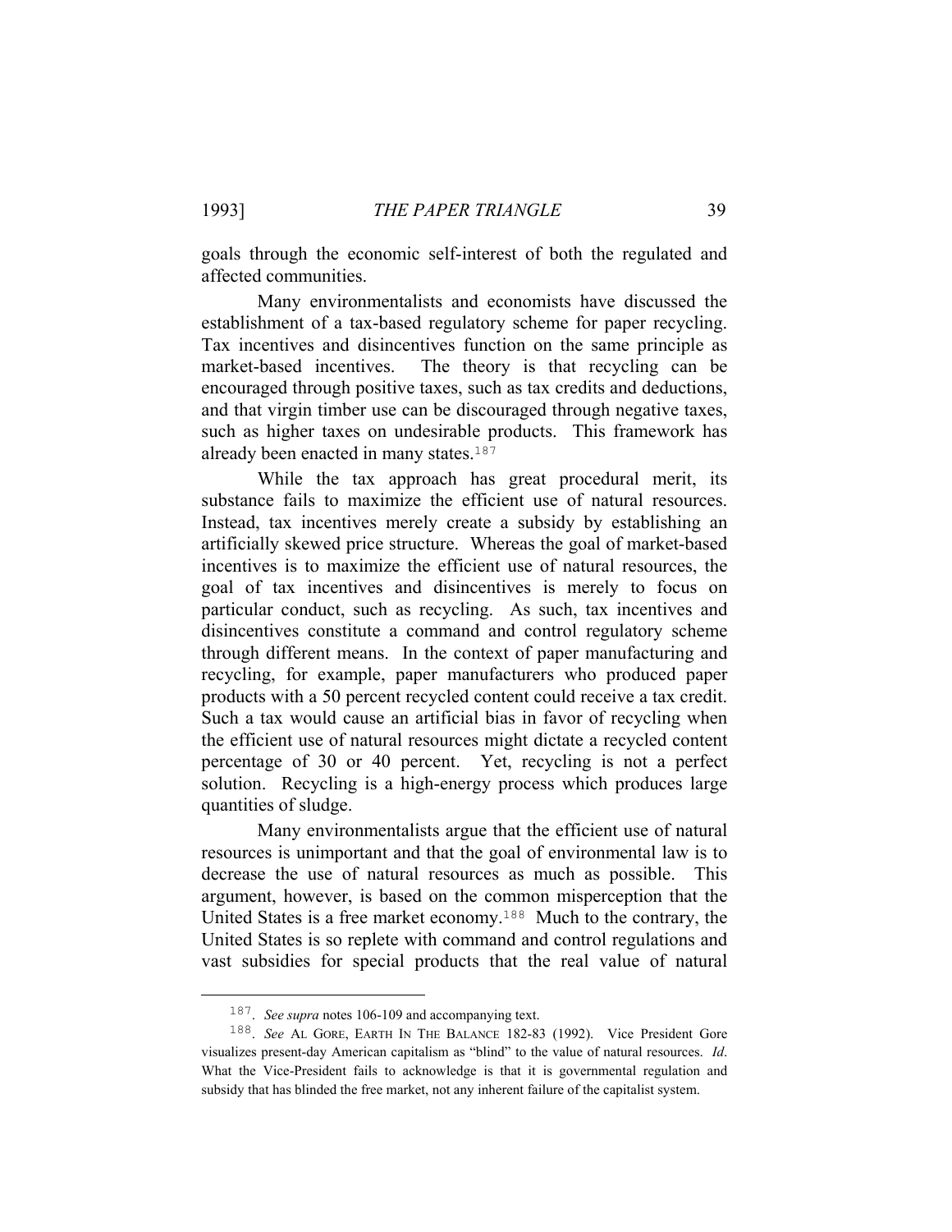goals through the economic self-interest of both the regulated and affected communities.

Many environmentalists and economists have discussed the establishment of a tax-based regulatory scheme for paper recycling. Tax incentives and disincentives function on the same principle as market-based incentives. The theory is that recycling can be encouraged through positive taxes, such as tax credits and deductions, and that virgin timber use can be discouraged through negative taxes, such as higher taxes on undesirable products. This framework has already been enacted in many states.[187]

While the tax approach has great procedural merit, its substance fails to maximize the efficient use of natural resources. Instead, tax incentives merely create a subsidy by establishing an artificially skewed price structure. Whereas the goal of market-based incentives is to maximize the efficient use of natural resources, the goal of tax incentives and disincentives is merely to focus on particular conduct, such as recycling. As such, tax incentives and disincentives constitute a command and control regulatory scheme through different means. In the context of paper manufacturing and recycling, for example, paper manufacturers who produced paper products with a 50 percent recycled content could receive a tax credit. Such a tax would cause an artificial bias in favor of recycling when the efficient use of natural resources might dictate a recycled content percentage of 30 or 40 percent. Yet, recycling is not a perfect solution. Recycling is a high-energy process which produces large quantities of sludge.

Many environmentalists argue that the efficient use of natural resources is unimportant and that the goal of environmental law is to decrease the use of natural resources as much as possible. This argument, however, is based on the common misperception that the United States is a free market economy.[188] Much to the contrary, the United States is so replete with command and control regulations and vast subsidies for special products that the real value of natural

---

[187]. *See supra* notes 106-109 and accompanying text.

[188]. *See* AL GORE, EARTH IN THE BALANCE 182-83 (1992). Vice President Gore visualizes present-day American capitalism as "blind" to the value of natural resources. *Id*. What the Vice-President fails to acknowledge is that it is governmental regulation and subsidy that has blinded the free market, not any inherent failure of the capitalist system.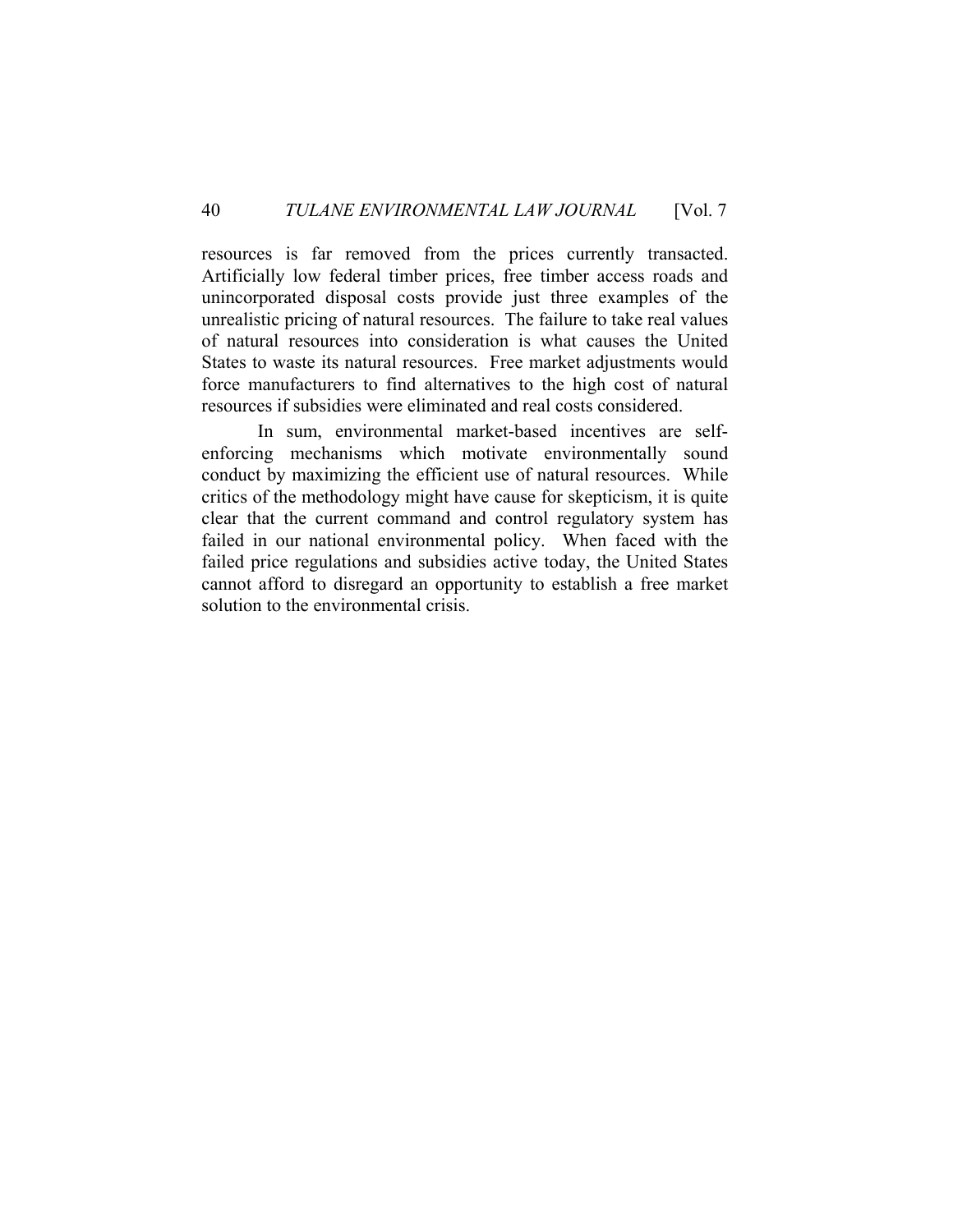resources is far removed from the prices currently transacted. Artificially low federal timber prices, free timber access roads and unincorporated disposal costs provide just three examples of the unrealistic pricing of natural resources. The failure to take real values of natural resources into consideration is what causes the United States to waste its natural resources. Free market adjustments would force manufacturers to find alternatives to the high cost of natural resources if subsidies were eliminated and real costs considered.

In sum, environmental market-based incentives are self-enforcing mechanisms which motivate environmentally sound conduct by maximizing the efficient use of natural resources. While critics of the methodology might have cause for skepticism, it is quite clear that the current command and control regulatory system has failed in our national environmental policy. When faced with the failed price regulations and subsidies active today, the United States cannot afford to disregard an opportunity to establish a free market solution to the environmental crisis.